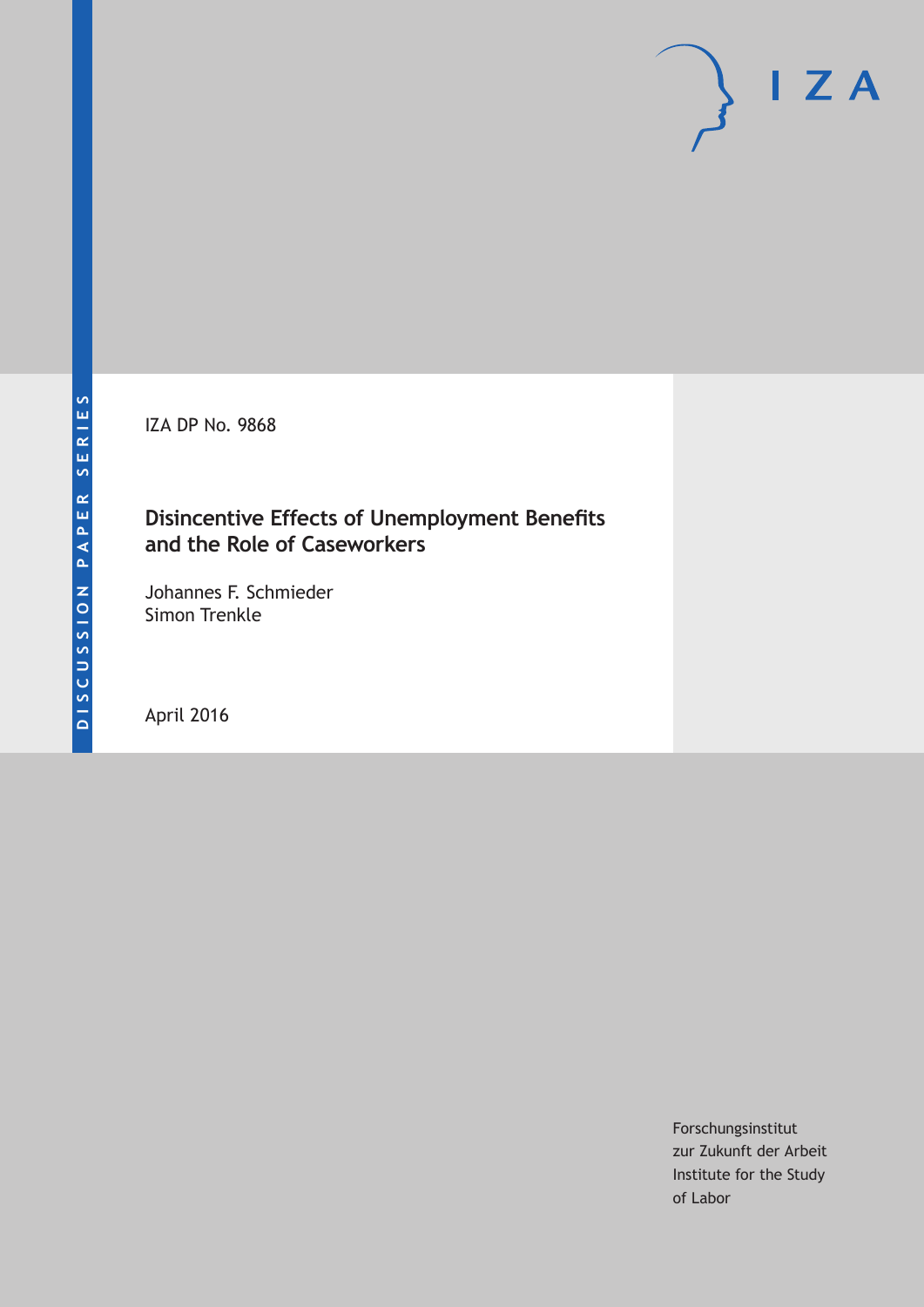DISCUSSION PAPER SERIES

IZA DP No. 9868

# Disincentive Effects of Unemployment Benefits and the Role of Caseworkers

Johannes F. Schmieder
Simon Trenkle

April 2016

Forschungsinstitut
zur Zukunft der Arbeit
Institute for the Study
of Labor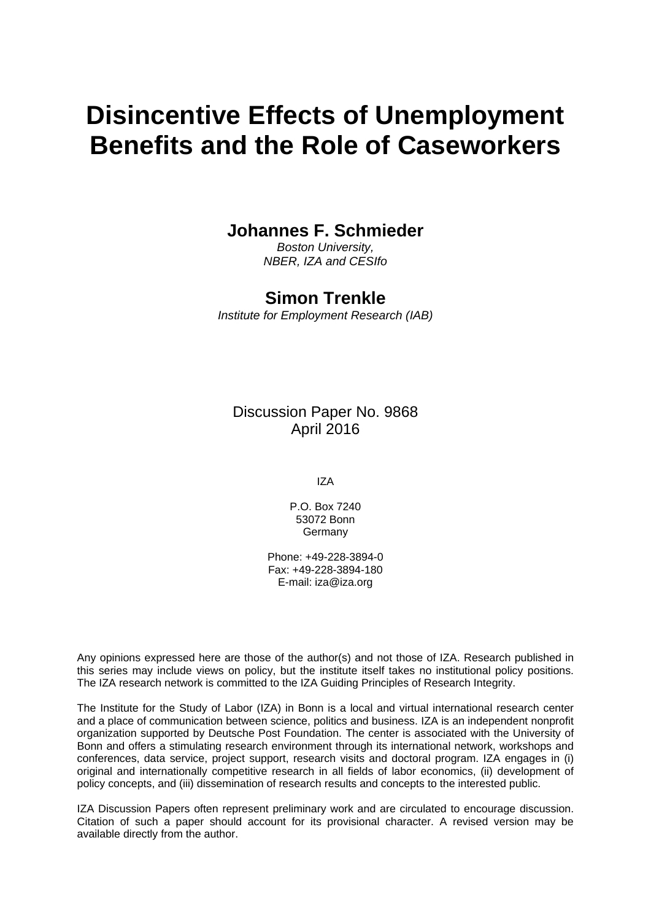# Disincentive Effects of Unemployment Benefits and the Role of Caseworkers

**Johannes F. Schmieder**
*Boston University,*
*NBER, IZA and CESIfo*

**Simon Trenkle**
*Institute for Employment Research (IAB)*

Discussion Paper No. 9868
April 2016

IZA

P.O. Box 7240
53072 Bonn
Germany

Phone: +49-228-3894-0
Fax: +49-228-3894-180
E-mail: iza@iza.org

Any opinions expressed here are those of the author(s) and not those of IZA. Research published in this series may include views on policy, but the institute itself takes no institutional policy positions. The IZA research network is committed to the IZA Guiding Principles of Research Integrity.

The Institute for the Study of Labor (IZA) in Bonn is a local and virtual international research center and a place of communication between science, politics and business. IZA is an independent nonprofit organization supported by Deutsche Post Foundation. The center is associated with the University of Bonn and offers a stimulating research environment through its international network, workshops and conferences, data service, project support, research visits and doctoral program. IZA engages in (i) original and internationally competitive research in all fields of labor economics, (ii) development of policy concepts, and (iii) dissemination of research results and concepts to the interested public.

IZA Discussion Papers often represent preliminary work and are circulated to encourage discussion. Citation of such a paper should account for its provisional character. A revised version may be available directly from the author.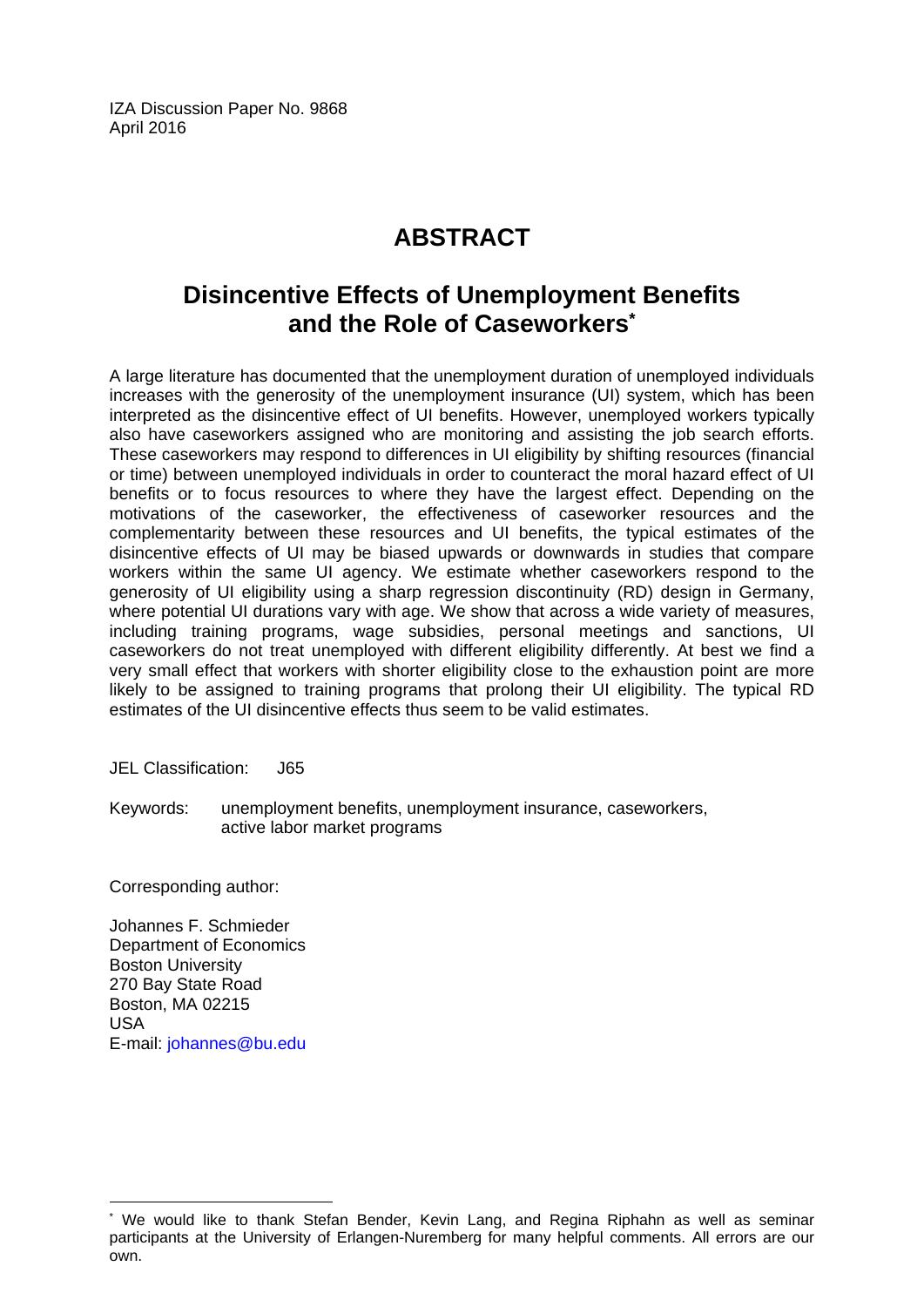IZA Discussion Paper No. 9868
April 2016

# ABSTRACT

## Disincentive Effects of Unemployment Benefits and the Role of Caseworkers*

A large literature has documented that the unemployment duration of unemployed individuals increases with the generosity of the unemployment insurance (UI) system, which has been interpreted as the disincentive effect of UI benefits. However, unemployed workers typically also have caseworkers assigned who are monitoring and assisting the job search efforts. These caseworkers may respond to differences in UI eligibility by shifting resources (financial or time) between unemployed individuals in order to counteract the moral hazard effect of UI benefits or to focus resources to where they have the largest effect. Depending on the motivations of the caseworker, the effectiveness of caseworker resources and the complementarity between these resources and UI benefits, the typical estimates of the disincentive effects of UI may be biased upwards or downwards in studies that compare workers within the same UI agency. We estimate whether caseworkers respond to the generosity of UI eligibility using a sharp regression discontinuity (RD) design in Germany, where potential UI durations vary with age. We show that across a wide variety of measures, including training programs, wage subsidies, personal meetings and sanctions, UI caseworkers do not treat unemployed with different eligibility differently. At best we find a very small effect that workers with shorter eligibility close to the exhaustion point are more likely to be assigned to training programs that prolong their UI eligibility. The typical RD estimates of the UI disincentive effects thus seem to be valid estimates.

JEL Classification: J65

Keywords: unemployment benefits, unemployment insurance, caseworkers, active labor market programs

Corresponding author:

Johannes F. Schmieder
Department of Economics
Boston University
270 Bay State Road
Boston, MA 02215
USA
E-mail: johannes@bu.edu

---

* We would like to thank Stefan Bender, Kevin Lang, and Regina Riphahn as well as seminar participants at the University of Erlangen-Nuremberg for many helpful comments. All errors are our own.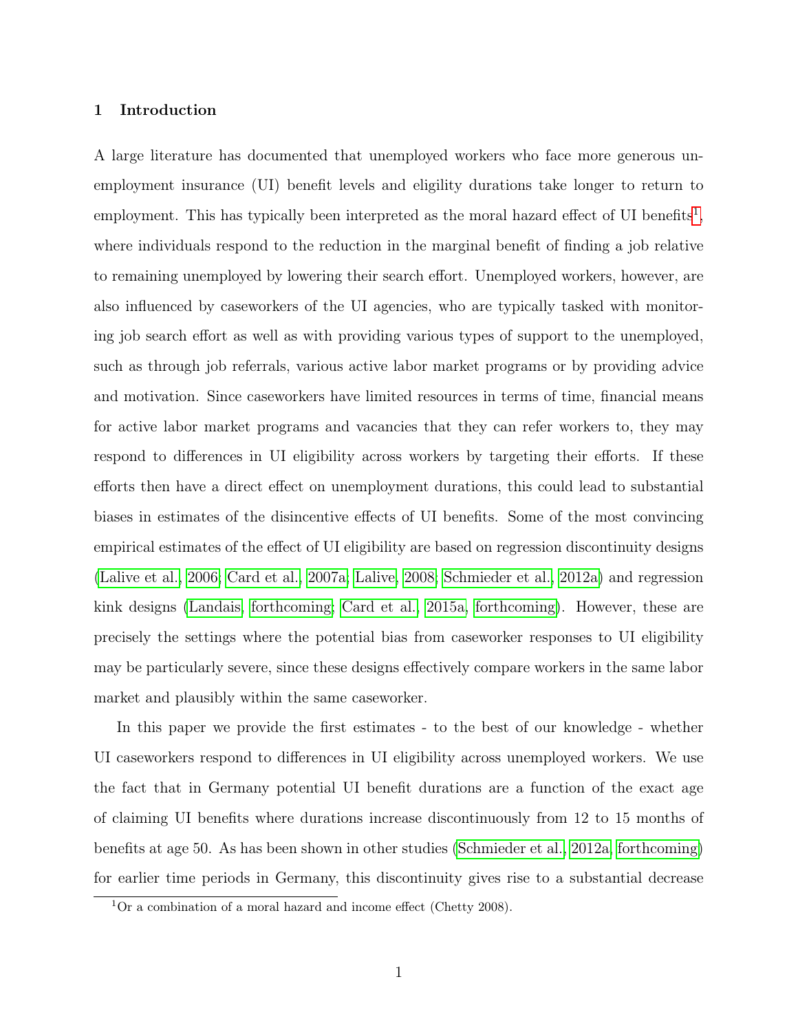## 1 Introduction

A large literature has documented that unemployed workers who face more generous unemployment insurance (UI) benefit levels and eligility durations take longer to return to employment. This has typically been interpreted as the moral hazard effect of UI benefits[1], where individuals respond to the reduction in the marginal benefit of finding a job relative to remaining unemployed by lowering their search effort. Unemployed workers, however, are also influenced by caseworkers of the UI agencies, who are typically tasked with monitoring job search effort as well as with providing various types of support to the unemployed, such as through job referrals, various active labor market programs or by providing advice and motivation. Since caseworkers have limited resources in terms of time, financial means for active labor market programs and vacancies that they can refer workers to, they may respond to differences in UI eligibility across workers by targeting their efforts. If these efforts then have a direct effect on unemployment durations, this could lead to substantial biases in estimates of the disincentive effects of UI benefits. Some of the most convincing empirical estimates of the effect of UI eligibility are based on regression discontinuity designs (Lalive et al., 2006; Card et al., 2007a; Lalive, 2008; Schmieder et al., 2012a) and regression kink designs (Landais, forthcoming; Card et al., 2015a, forthcoming). However, these are precisely the settings where the potential bias from caseworker responses to UI eligibility may be particularly severe, since these designs effectively compare workers in the same labor market and plausibly within the same caseworker.

In this paper we provide the first estimates - to the best of our knowledge - whether UI caseworkers respond to differences in UI eligibility across unemployed workers. We use the fact that in Germany potential UI benefit durations are a function of the exact age of claiming UI benefits where durations increase discontinuously from 12 to 15 months of benefits at age 50. As has been shown in other studies (Schmieder et al., 2012a, forthcoming) for earlier time periods in Germany, this discontinuity gives rise to a substantial decrease

[1]Or a combination of a moral hazard and income effect (Chetty 2008).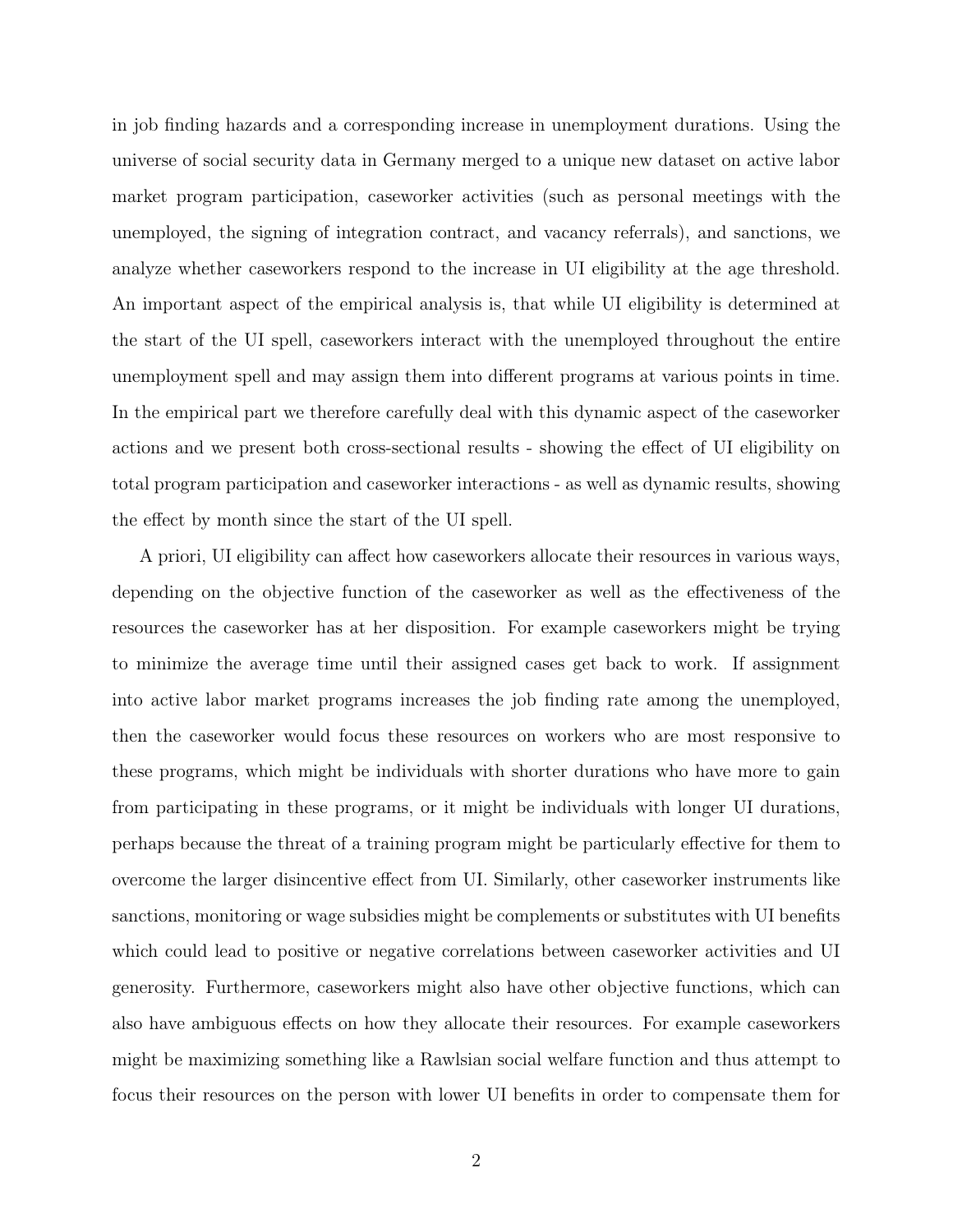in job finding hazards and a corresponding increase in unemployment durations. Using the universe of social security data in Germany merged to a unique new dataset on active labor market program participation, caseworker activities (such as personal meetings with the unemployed, the signing of integration contract, and vacancy referrals), and sanctions, we analyze whether caseworkers respond to the increase in UI eligibility at the age threshold. An important aspect of the empirical analysis is, that while UI eligibility is determined at the start of the UI spell, caseworkers interact with the unemployed throughout the entire unemployment spell and may assign them into different programs at various points in time. In the empirical part we therefore carefully deal with this dynamic aspect of the caseworker actions and we present both cross-sectional results - showing the effect of UI eligibility on total program participation and caseworker interactions - as well as dynamic results, showing the effect by month since the start of the UI spell.

A priori, UI eligibility can affect how caseworkers allocate their resources in various ways, depending on the objective function of the caseworker as well as the effectiveness of the resources the caseworker has at her disposition. For example caseworkers might be trying to minimize the average time until their assigned cases get back to work. If assignment into active labor market programs increases the job finding rate among the unemployed, then the caseworker would focus these resources on workers who are most responsive to these programs, which might be individuals with shorter durations who have more to gain from participating in these programs, or it might be individuals with longer UI durations, perhaps because the threat of a training program might be particularly effective for them to overcome the larger disincentive effect from UI. Similarly, other caseworker instruments like sanctions, monitoring or wage subsidies might be complements or substitutes with UI benefits which could lead to positive or negative correlations between caseworker activities and UI generosity. Furthermore, caseworkers might also have other objective functions, which can also have ambiguous effects on how they allocate their resources. For example caseworkers might be maximizing something like a Rawlsian social welfare function and thus attempt to focus their resources on the person with lower UI benefits in order to compensate them for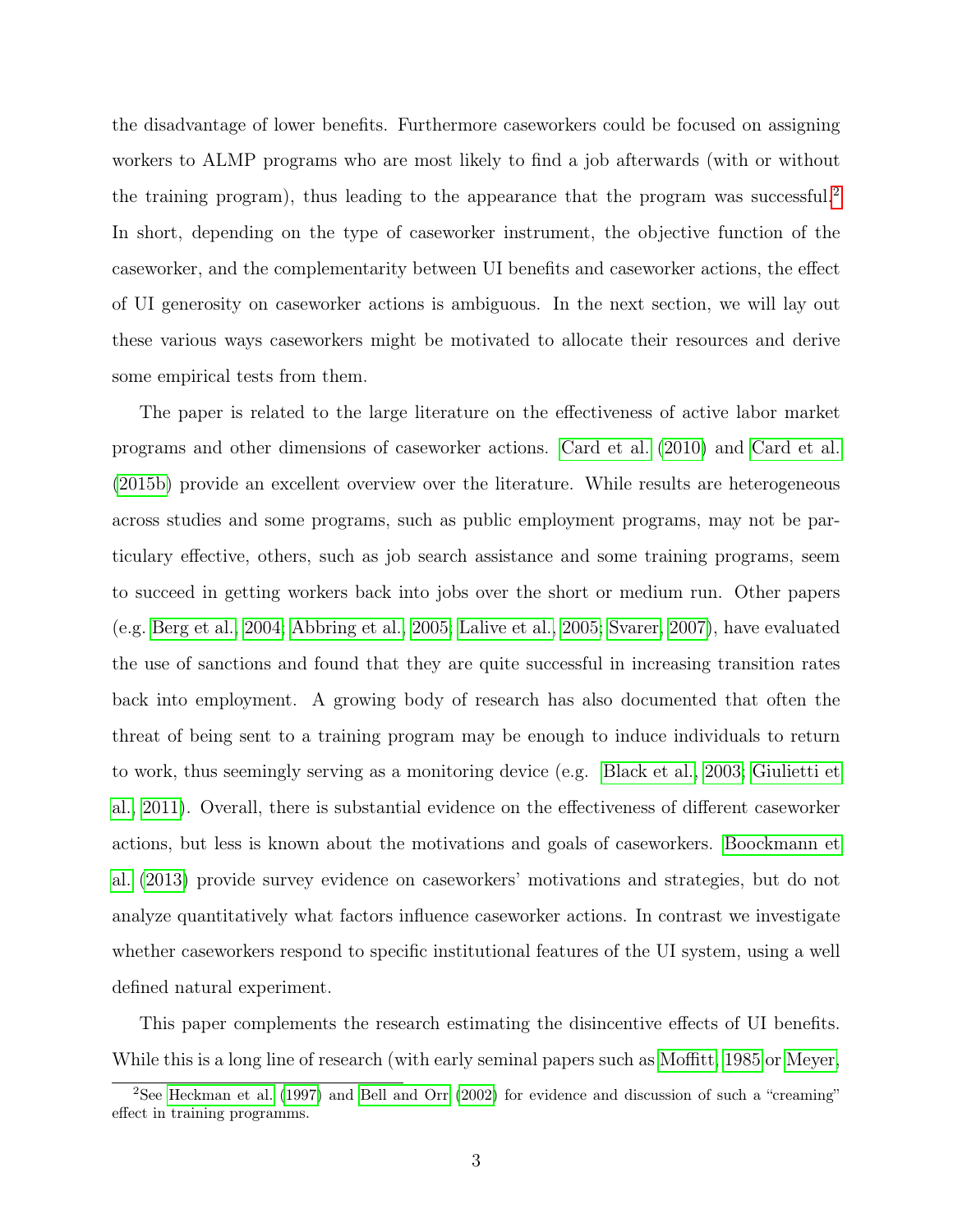the disadvantage of lower benefits. Furthermore caseworkers could be focused on assigning workers to ALMP programs who are most likely to find a job afterwards (with or without the training program), thus leading to the appearance that the program was successful.[2] In short, depending on the type of caseworker instrument, the objective function of the caseworker, and the complementarity between UI benefits and caseworker actions, the effect of UI generosity on caseworker actions is ambiguous. In the next section, we will lay out these various ways caseworkers might be motivated to allocate their resources and derive some empirical tests from them.

The paper is related to the large literature on the effectiveness of active labor market programs and other dimensions of caseworker actions. Card et al. (2010) and Card et al. (2015b) provide an excellent overview over the literature. While results are heterogeneous across studies and some programs, such as public employment programs, may not be particulary effective, others, such as job search assistance and some training programs, seem to succeed in getting workers back into jobs over the short or medium run. Other papers (e.g. Berg et al., 2004; Abbring et al., 2005; Lalive et al., 2005; Svarer, 2007), have evaluated the use of sanctions and found that they are quite successful in increasing transition rates back into employment. A growing body of research has also documented that often the threat of being sent to a training program may be enough to induce individuals to return to work, thus seemingly serving as a monitoring device (e.g. Black et al., 2003; Giulietti et al., 2011). Overall, there is substantial evidence on the effectiveness of different caseworker actions, but less is known about the motivations and goals of caseworkers. Boockmann et al. (2013) provide survey evidence on caseworkers' motivations and strategies, but do not analyze quantitatively what factors influence caseworker actions. In contrast we investigate whether caseworkers respond to specific institutional features of the UI system, using a well defined natural experiment.

This paper complements the research estimating the disincentive effects of UI benefits. While this is a long line of research (with early seminal papers such as Moffitt, 1985 or Meyer,

[2] See Heckman et al. (1997) and Bell and Orr (2002) for evidence and discussion of such a "creaming" effect in training programms.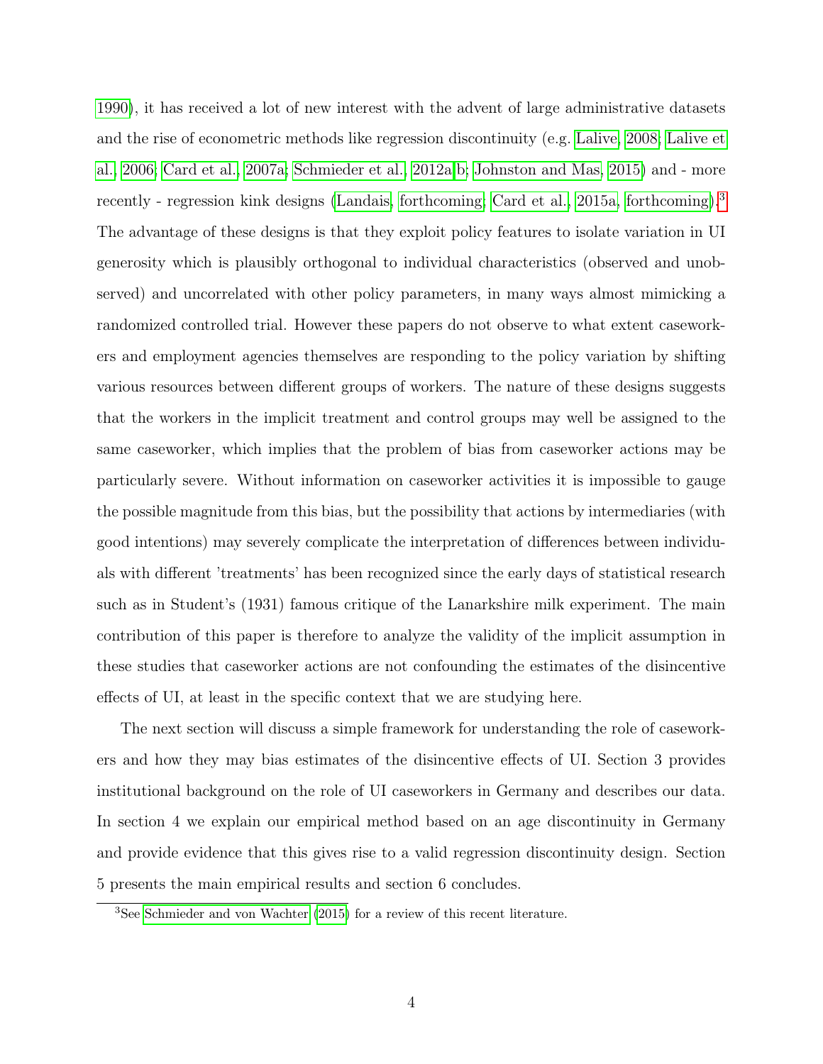1990), it has received a lot of new interest with the advent of large administrative datasets and the rise of econometric methods like regression discontinuity (e.g. Lalive, 2008; Lalive et al., 2006; Card et al., 2007a; Schmieder et al., 2012a,b; Johnston and Mas, 2015) and - more recently - regression kink designs (Landais, forthcoming; Card et al., 2015a, forthcoming).[3] The advantage of these designs is that they exploit policy features to isolate variation in UI generosity which is plausibly orthogonal to individual characteristics (observed and unobserved) and uncorrelated with other policy parameters, in many ways almost mimicking a randomized controlled trial. However these papers do not observe to what extent caseworkers and employment agencies themselves are responding to the policy variation by shifting various resources between different groups of workers. The nature of these designs suggests that the workers in the implicit treatment and control groups may well be assigned to the same caseworker, which implies that the problem of bias from caseworker actions may be particularly severe. Without information on caseworker activities it is impossible to gauge the possible magnitude from this bias, but the possibility that actions by intermediaries (with good intentions) may severely complicate the interpretation of differences between individuals with different 'treatments' has been recognized since the early days of statistical research such as in Student's (1931) famous critique of the Lanarkshire milk experiment. The main contribution of this paper is therefore to analyze the validity of the implicit assumption in these studies that caseworker actions are not confounding the estimates of the disincentive effects of UI, at least in the specific context that we are studying here.

The next section will discuss a simple framework for understanding the role of caseworkers and how they may bias estimates of the disincentive effects of UI. Section 3 provides institutional background on the role of UI caseworkers in Germany and describes our data. In section 4 we explain our empirical method based on an age discontinuity in Germany and provide evidence that this gives rise to a valid regression discontinuity design. Section 5 presents the main empirical results and section 6 concludes.

[3] See Schmieder and von Wachter (2015) for a review of this recent literature.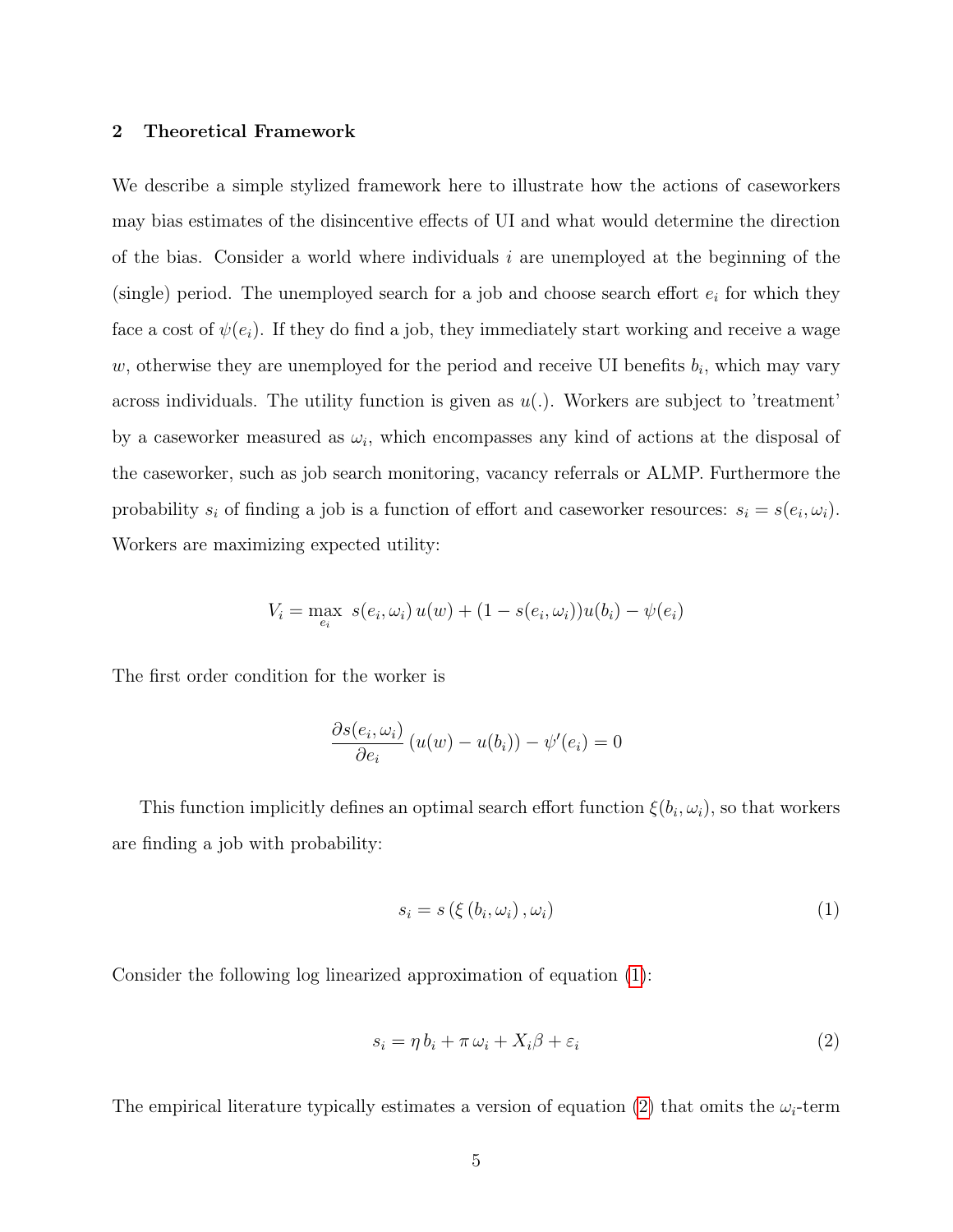## 2 Theoretical Framework

We describe a simple stylized framework here to illustrate how the actions of caseworkers may bias estimates of the disincentive effects of UI and what would determine the direction of the bias. Consider a world where individuals $i$ are unemployed at the beginning of the (single) period. The unemployed search for a job and choose search effort $e_i$ for which they face a cost of $\psi(e_i)$. If they do find a job, they immediately start working and receive a wage $w$, otherwise they are unemployed for the period and receive UI benefits $b_i$, which may vary across individuals. The utility function is given as $u(.)$. Workers are subject to 'treatment' by a caseworker measured as $\omega_i$, which encompasses any kind of actions at the disposal of the caseworker, such as job search monitoring, vacancy referrals or ALMP. Furthermore the probability $s_i$ of finding a job is a function of effort and caseworker resources: $s_i = s(e_i, \omega_i)$. Workers are maximizing expected utility:

$$V_i = \max_{e_i} \; s(e_i, \omega_i)\, u(w) + (1 - s(e_i, \omega_i))u(b_i) - \psi(e_i)$$

The first order condition for the worker is

$$\frac{\partial s(e_i, \omega_i)}{\partial e_i} \left(u(w) - u(b_i)\right) - \psi'(e_i) = 0$$

This function implicitly defines an optimal search effort function $\xi(b_i, \omega_i)$, so that workers are finding a job with probability:

$$s_i = s\left(\xi\left(b_i, \omega_i\right), \omega_i\right) \tag{1}$$

Consider the following log linearized approximation of equation (1):

$$s_i = \eta\, b_i + \pi\, \omega_i + X_i\beta + \varepsilon_i \tag{2}$$

The empirical literature typically estimates a version of equation (2) that omits the $\omega_i$-term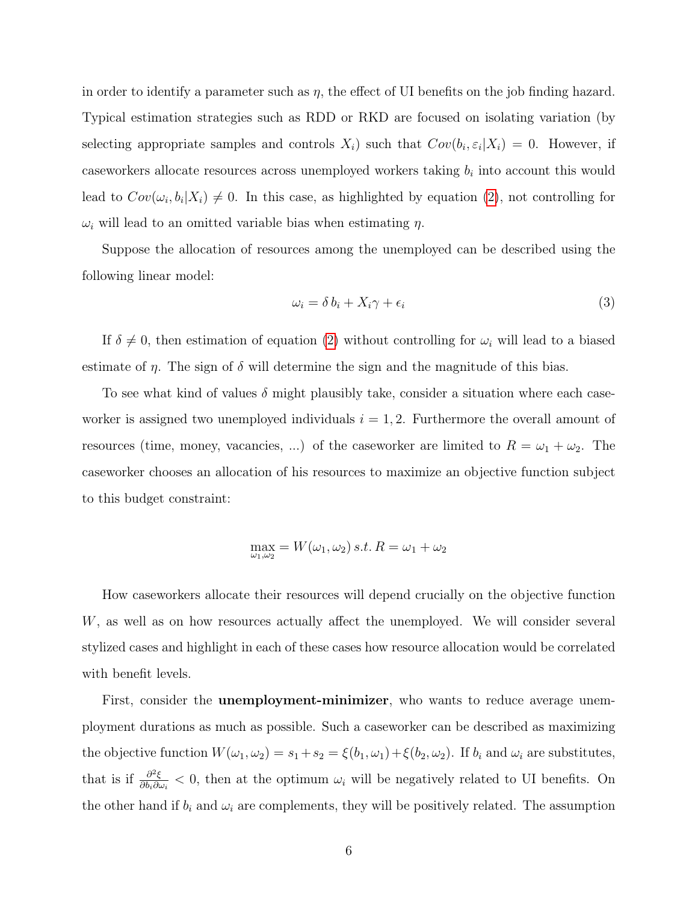in order to identify a parameter such as $\eta$, the effect of UI benefits on the job finding hazard. Typical estimation strategies such as RDD or RKD are focused on isolating variation (by selecting appropriate samples and controls $X_i$) such that $Cov(b_i, \varepsilon_i|X_i) = 0$. However, if caseworkers allocate resources across unemployed workers taking $b_i$ into account this would lead to $Cov(\omega_i, b_i|X_i) \neq 0$. In this case, as highlighted by equation (2), not controlling for $\omega_i$ will lead to an omitted variable bias when estimating $\eta$.

Suppose the allocation of resources among the unemployed can be described using the following linear model:

$$\omega_i = \delta\, b_i + X_i\gamma + \epsilon_i \tag{3}$$

If $\delta \neq 0$, then estimation of equation (2) without controlling for $\omega_i$ will lead to a biased estimate of $\eta$. The sign of $\delta$ will determine the sign and the magnitude of this bias.

To see what kind of values $\delta$ might plausibly take, consider a situation where each caseworker is assigned two unemployed individuals $i = 1, 2$. Furthermore the overall amount of resources (time, money, vacancies, ...) of the caseworker are limited to $R = \omega_1 + \omega_2$. The caseworker chooses an allocation of his resources to maximize an objective function subject to this budget constraint:

$$\max_{\omega_1,\omega_2} = W(\omega_1, \omega_2)\; s.t.\; R = \omega_1 + \omega_2$$

How caseworkers allocate their resources will depend crucially on the objective function $W$, as well as on how resources actually affect the unemployed. We will consider several stylized cases and highlight in each of these cases how resource allocation would be correlated with benefit levels.

First, consider the **unemployment-minimizer**, who wants to reduce average unemployment durations as much as possible. Such a caseworker can be described as maximizing the objective function $W(\omega_1, \omega_2) = s_1 + s_2 = \xi(b_1, \omega_1) + \xi(b_2, \omega_2)$. If $b_i$ and $\omega_i$ are substitutes, that is if $\frac{\partial^2 \xi}{\partial b_i \partial \omega_i} < 0$, then at the optimum $\omega_i$ will be negatively related to UI benefits. On the other hand if $b_i$ and $\omega_i$ are complements, they will be positively related. The assumption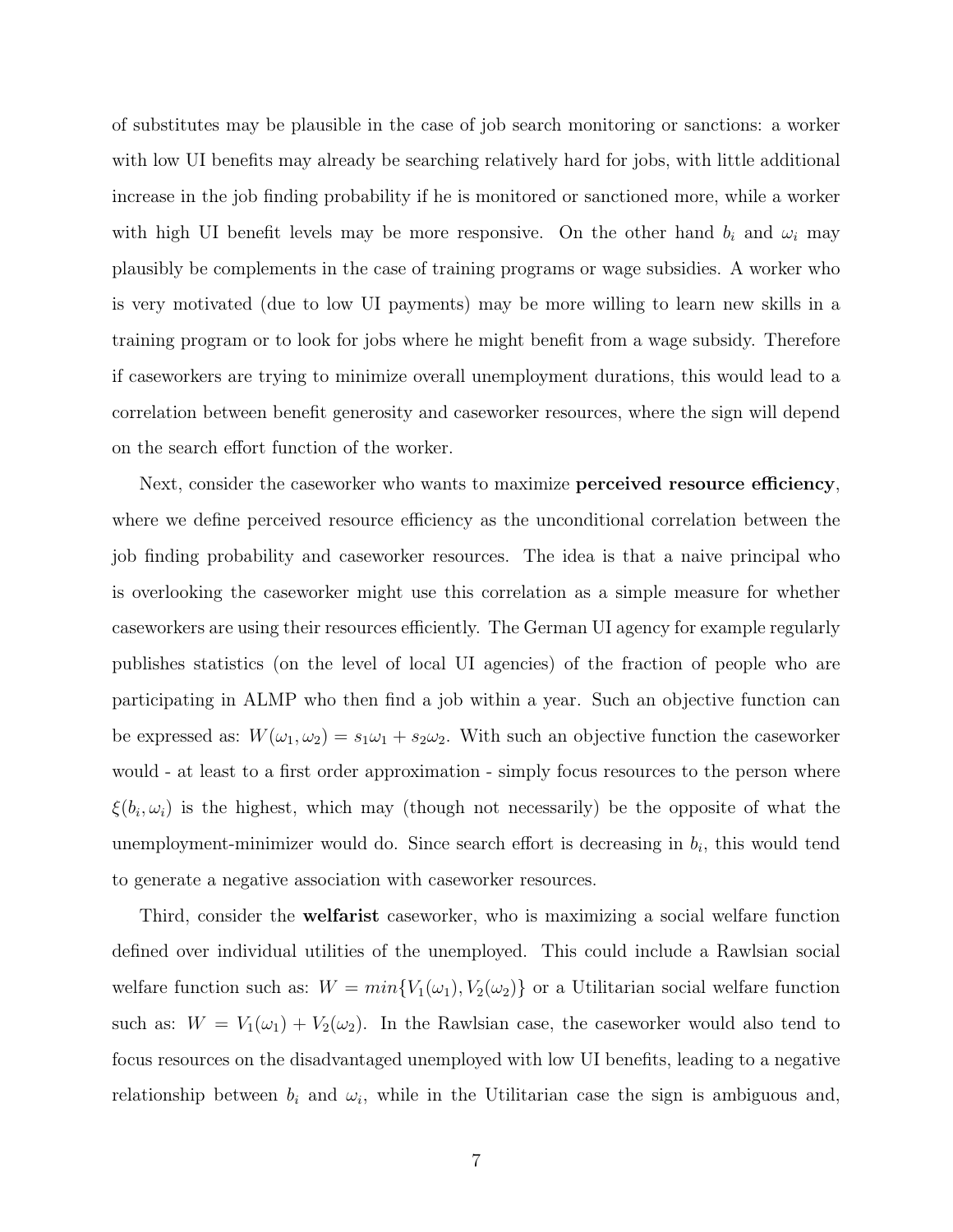of substitutes may be plausible in the case of job search monitoring or sanctions: a worker with low UI benefits may already be searching relatively hard for jobs, with little additional increase in the job finding probability if he is monitored or sanctioned more, while a worker with high UI benefit levels may be more responsive. On the other hand $b_i$ and $\omega_i$ may plausibly be complements in the case of training programs or wage subsidies. A worker who is very motivated (due to low UI payments) may be more willing to learn new skills in a training program or to look for jobs where he might benefit from a wage subsidy. Therefore if caseworkers are trying to minimize overall unemployment durations, this would lead to a correlation between benefit generosity and caseworker resources, where the sign will depend on the search effort function of the worker.

Next, consider the caseworker who wants to maximize **perceived resource efficiency**, where we define perceived resource efficiency as the unconditional correlation between the job finding probability and caseworker resources. The idea is that a naive principal who is overlooking the caseworker might use this correlation as a simple measure for whether caseworkers are using their resources efficiently. The German UI agency for example regularly publishes statistics (on the level of local UI agencies) of the fraction of people who are participating in ALMP who then find a job within a year. Such an objective function can be expressed as: $W(\omega_1, \omega_2) = s_1\omega_1 + s_2\omega_2$. With such an objective function the caseworker would - at least to a first order approximation - simply focus resources to the person where $\xi(b_i, \omega_i)$ is the highest, which may (though not necessarily) be the opposite of what the unemployment-minimizer would do. Since search effort is decreasing in $b_i$, this would tend to generate a negative association with caseworker resources.

Third, consider the **welfarist** caseworker, who is maximizing a social welfare function defined over individual utilities of the unemployed. This could include a Rawlsian social welfare function such as: $W = min\{V_1(\omega_1), V_2(\omega_2)\}$ or a Utilitarian social welfare function such as: $W = V_1(\omega_1) + V_2(\omega_2)$. In the Rawlsian case, the caseworker would also tend to focus resources on the disadvantaged unemployed with low UI benefits, leading to a negative relationship between $b_i$ and $\omega_i$, while in the Utilitarian case the sign is ambiguous and,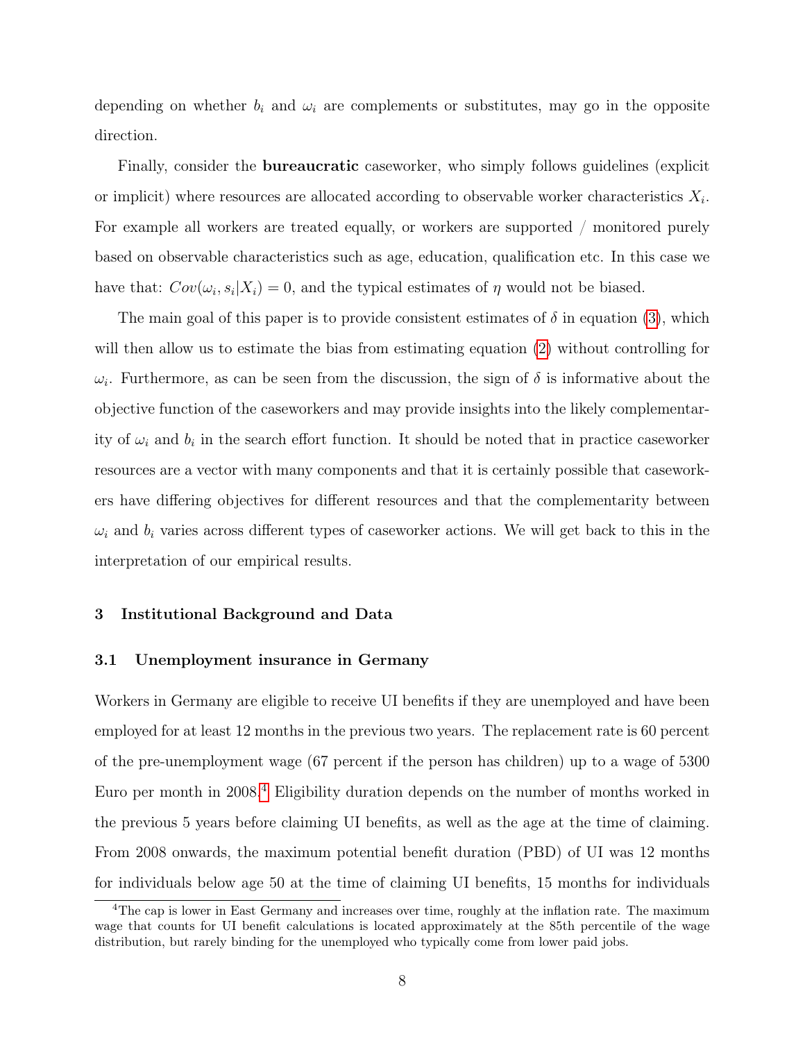depending on whether $b_i$ and $\omega_i$ are complements or substitutes, may go in the opposite direction.

Finally, consider the **bureaucratic** caseworker, who simply follows guidelines (explicit or implicit) where resources are allocated according to observable worker characteristics $X_i$. For example all workers are treated equally, or workers are supported / monitored purely based on observable characteristics such as age, education, qualification etc. In this case we have that: $Cov(\omega_i, s_i|X_i) = 0$, and the typical estimates of $\eta$ would not be biased.

The main goal of this paper is to provide consistent estimates of $\delta$ in equation (3), which will then allow us to estimate the bias from estimating equation (2) without controlling for $\omega_i$. Furthermore, as can be seen from the discussion, the sign of $\delta$ is informative about the objective function of the caseworkers and may provide insights into the likely complementarity of $\omega_i$ and $b_i$ in the search effort function. It should be noted that in practice caseworker resources are a vector with many components and that it is certainly possible that caseworkers have differing objectives for different resources and that the complementarity between $\omega_i$ and $b_i$ varies across different types of caseworker actions. We will get back to this in the interpretation of our empirical results.

## 3 Institutional Background and Data

### 3.1 Unemployment insurance in Germany

Workers in Germany are eligible to receive UI benefits if they are unemployed and have been employed for at least 12 months in the previous two years. The replacement rate is 60 percent of the pre-unemployment wage (67 percent if the person has children) up to a wage of 5300 Euro per month in 2008.[4] Eligibility duration depends on the number of months worked in the previous 5 years before claiming UI benefits, as well as the age at the time of claiming. From 2008 onwards, the maximum potential benefit duration (PBD) of UI was 12 months for individuals below age 50 at the time of claiming UI benefits, 15 months for individuals

[4] The cap is lower in East Germany and increases over time, roughly at the inflation rate. The maximum wage that counts for UI benefit calculations is located approximately at the 85th percentile of the wage distribution, but rarely binding for the unemployed who typically come from lower paid jobs.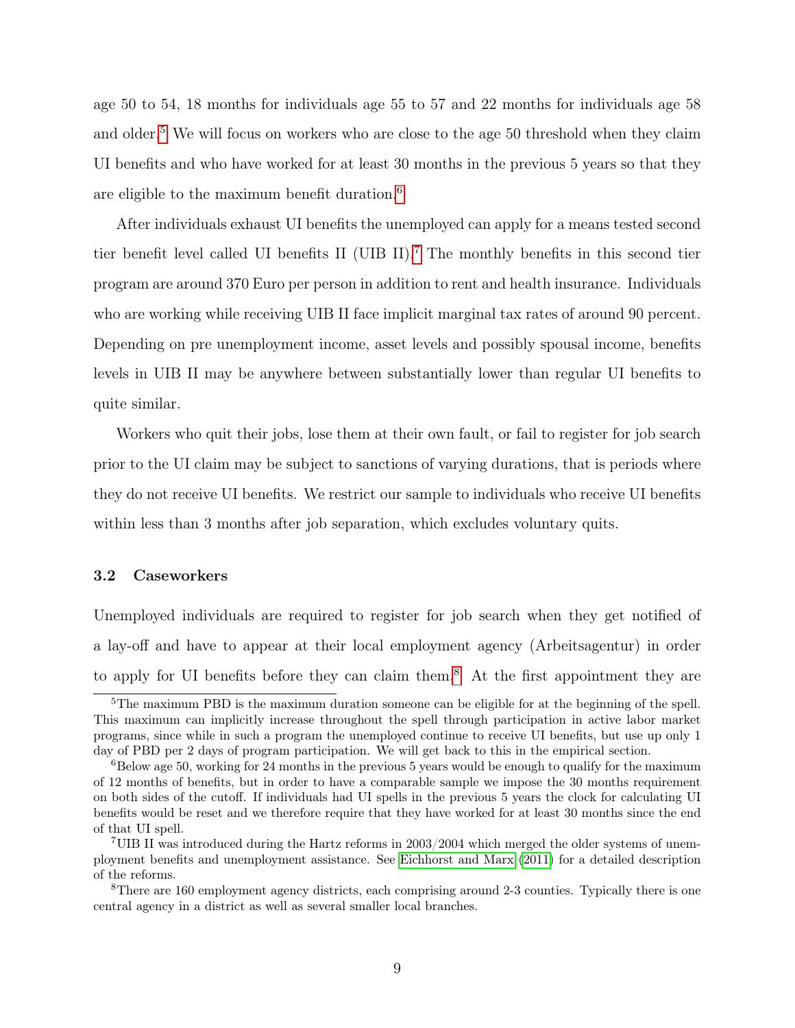age 50 to 54, 18 months for individuals age 55 to 57 and 22 months for individuals age 58 and older.[5] We will focus on workers who are close to the age 50 threshold when they claim UI benefits and who have worked for at least 30 months in the previous 5 years so that they are eligible to the maximum benefit duration.[6]

After individuals exhaust UI benefits the unemployed can apply for a means tested second tier benefit level called UI benefits II (UIB II).[7] The monthly benefits in this second tier program are around 370 Euro per person in addition to rent and health insurance. Individuals who are working while receiving UIB II face implicit marginal tax rates of around 90 percent. Depending on pre unemployment income, asset levels and possibly spousal income, benefits levels in UIB II may be anywhere between substantially lower than regular UI benefits to quite similar.

Workers who quit their jobs, lose them at their own fault, or fail to register for job search prior to the UI claim may be subject to sanctions of varying durations, that is periods where they do not receive UI benefits. We restrict our sample to individuals who receive UI benefits within less than 3 months after job separation, which excludes voluntary quits.

### 3.2 Caseworkers

Unemployed individuals are required to register for job search when they get notified of a lay-off and have to appear at their local employment agency (Arbeitsagentur) in order to apply for UI benefits before they can claim them.[8] At the first appointment they are

[5] The maximum PBD is the maximum duration someone can be eligible for at the beginning of the spell. This maximum can implicitly increase throughout the spell through participation in active labor market programs, since while in such a program the unemployed continue to receive UI benefits, but use up only 1 day of PBD per 2 days of program participation. We will get back to this in the empirical section.

[6] Below age 50, working for 24 months in the previous 5 years would be enough to qualify for the maximum of 12 months of benefits, but in order to have a comparable sample we impose the 30 months requirement on both sides of the cutoff. If individuals had UI spells in the previous 5 years the clock for calculating UI benefits would be reset and we therefore require that they have worked for at least 30 months since the end of that UI spell.

[7] UIB II was introduced during the Hartz reforms in 2003/2004 which merged the older systems of unemployment benefits and unemployment assistance. See Eichhorst and Marx (2011) for a detailed description of the reforms.

[8] There are 160 employment agency districts, each comprising around 2-3 counties. Typically there is one central agency in a district as well as several smaller local branches.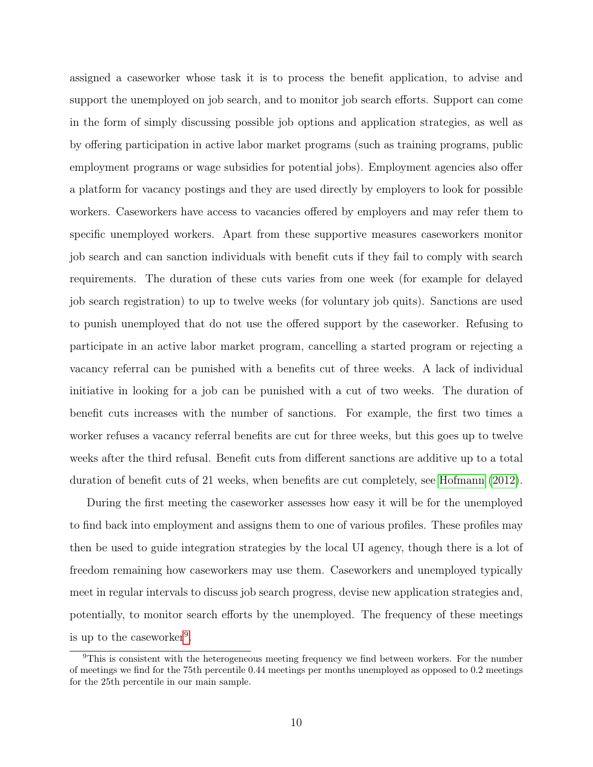assigned a caseworker whose task it is to process the benefit application, to advise and support the unemployed on job search, and to monitor job search efforts. Support can come in the form of simply discussing possible job options and application strategies, as well as by offering participation in active labor market programs (such as training programs, public employment programs or wage subsidies for potential jobs). Employment agencies also offer a platform for vacancy postings and they are used directly by employers to look for possible workers. Caseworkers have access to vacancies offered by employers and may refer them to specific unemployed workers. Apart from these supportive measures caseworkers monitor job search and can sanction individuals with benefit cuts if they fail to comply with search requirements. The duration of these cuts varies from one week (for example for delayed job search registration) to up to twelve weeks (for voluntary job quits). Sanctions are used to punish unemployed that do not use the offered support by the caseworker. Refusing to participate in an active labor market program, cancelling a started program or rejecting a vacancy referral can be punished with a benefits cut of three weeks. A lack of individual initiative in looking for a job can be punished with a cut of two weeks. The duration of benefit cuts increases with the number of sanctions. For example, the first two times a worker refuses a vacancy referral benefits are cut for three weeks, but this goes up to twelve weeks after the third refusal. Benefit cuts from different sanctions are additive up to a total duration of benefit cuts of 21 weeks, when benefits are cut completely, see Hofmann (2012).

During the first meeting the caseworker assesses how easy it will be for the unemployed to find back into employment and assigns them to one of various profiles. These profiles may then be used to guide integration strategies by the local UI agency, though there is a lot of freedom remaining how caseworkers may use them. Caseworkers and unemployed typically meet in regular intervals to discuss job search progress, devise new application strategies and, potentially, to monitor search efforts by the unemployed. The frequency of these meetings is up to the caseworker[9].

[9]This is consistent with the heterogeneous meeting frequency we find between workers. For the number of meetings we find for the 75th percentile 0.44 meetings per months unemployed as opposed to 0.2 meetings for the 25th percentile in our main sample.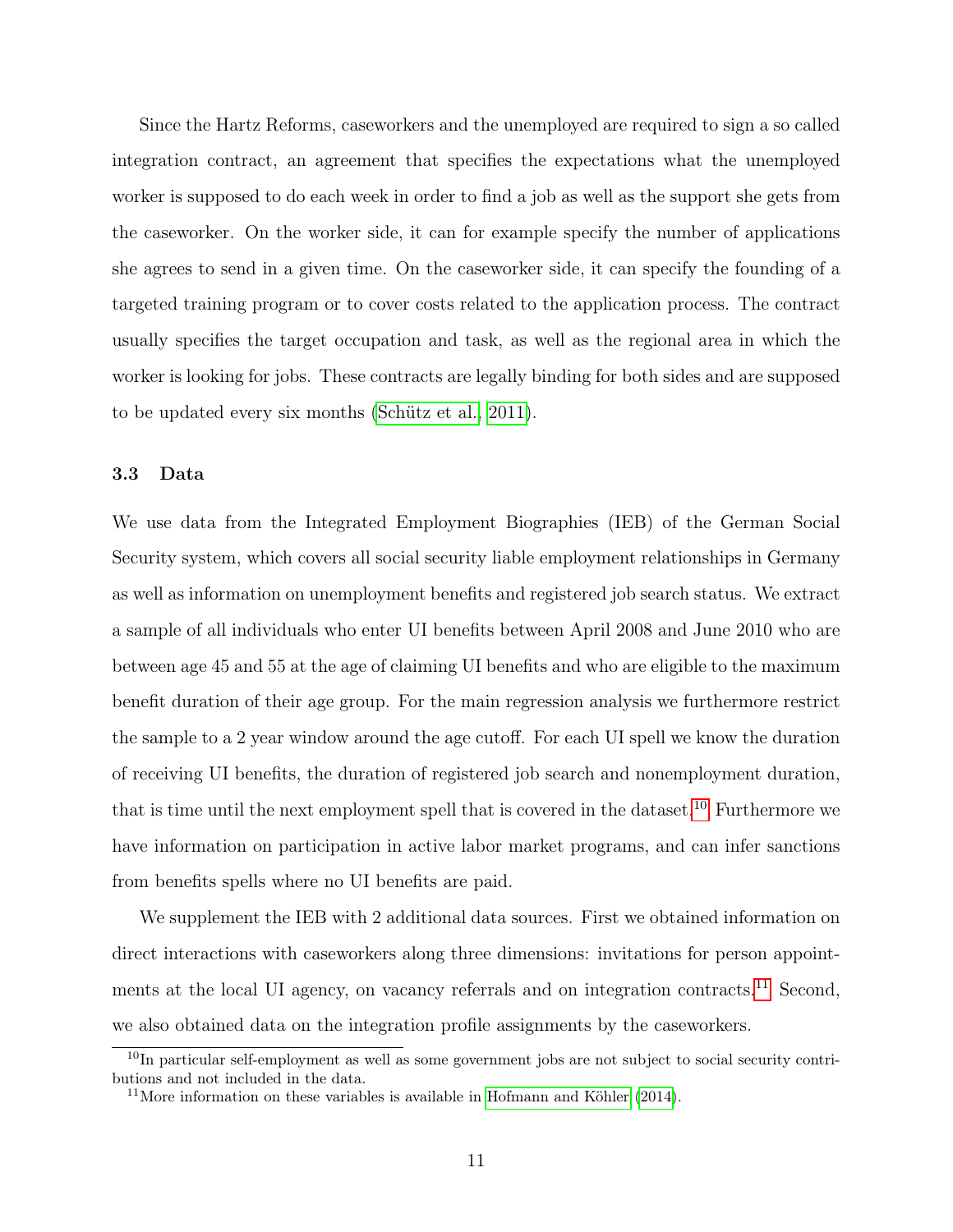Since the Hartz Reforms, caseworkers and the unemployed are required to sign a so called integration contract, an agreement that specifies the expectations what the unemployed worker is supposed to do each week in order to find a job as well as the support she gets from the caseworker. On the worker side, it can for example specify the number of applications she agrees to send in a given time. On the caseworker side, it can specify the founding of a targeted training program or to cover costs related to the application process. The contract usually specifies the target occupation and task, as well as the regional area in which the worker is looking for jobs. These contracts are legally binding for both sides and are supposed to be updated every six months (Schütz et al., 2011).

### 3.3 Data

We use data from the Integrated Employment Biographies (IEB) of the German Social Security system, which covers all social security liable employment relationships in Germany as well as information on unemployment benefits and registered job search status. We extract a sample of all individuals who enter UI benefits between April 2008 and June 2010 who are between age 45 and 55 at the age of claiming UI benefits and who are eligible to the maximum benefit duration of their age group. For the main regression analysis we furthermore restrict the sample to a 2 year window around the age cutoff. For each UI spell we know the duration of receiving UI benefits, the duration of registered job search and nonemployment duration, that is time until the next employment spell that is covered in the dataset.[10] Furthermore we have information on participation in active labor market programs, and can infer sanctions from benefits spells where no UI benefits are paid.

We supplement the IEB with 2 additional data sources. First we obtained information on direct interactions with caseworkers along three dimensions: invitations for person appointments at the local UI agency, on vacancy referrals and on integration contracts.[11] Second, we also obtained data on the integration profile assignments by the caseworkers.

[10] In particular self-employment as well as some government jobs are not subject to social security contributions and not included in the data.

[11] More information on these variables is available in Hofmann and Köhler (2014).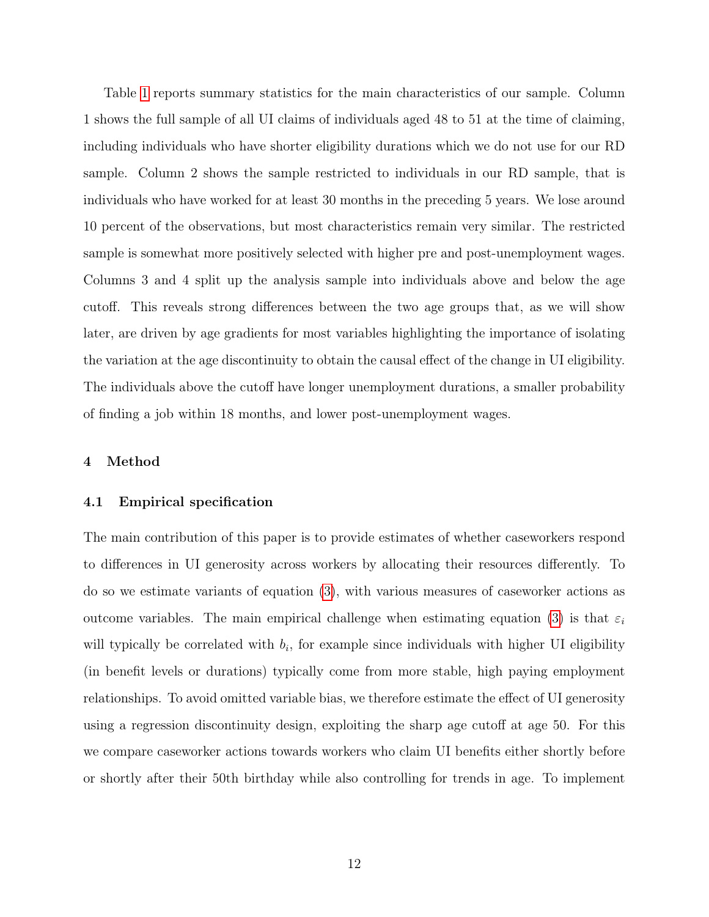Table 1 reports summary statistics for the main characteristics of our sample. Column 1 shows the full sample of all UI claims of individuals aged 48 to 51 at the time of claiming, including individuals who have shorter eligibility durations which we do not use for our RD sample. Column 2 shows the sample restricted to individuals in our RD sample, that is individuals who have worked for at least 30 months in the preceding 5 years. We lose around 10 percent of the observations, but most characteristics remain very similar. The restricted sample is somewhat more positively selected with higher pre and post-unemployment wages. Columns 3 and 4 split up the analysis sample into individuals above and below the age cutoff. This reveals strong differences between the two age groups that, as we will show later, are driven by age gradients for most variables highlighting the importance of isolating the variation at the age discontinuity to obtain the causal effect of the change in UI eligibility. The individuals above the cutoff have longer unemployment durations, a smaller probability of finding a job within 18 months, and lower post-unemployment wages.

## 4 Method

### 4.1 Empirical specification

The main contribution of this paper is to provide estimates of whether caseworkers respond to differences in UI generosity across workers by allocating their resources differently. To do so we estimate variants of equation (3), with various measures of caseworker actions as outcome variables. The main empirical challenge when estimating equation (3) is that $\varepsilon_i$ will typically be correlated with $b_i$, for example since individuals with higher UI eligibility (in benefit levels or durations) typically come from more stable, high paying employment relationships. To avoid omitted variable bias, we therefore estimate the effect of UI generosity using a regression discontinuity design, exploiting the sharp age cutoff at age 50. For this we compare caseworker actions towards workers who claim UI benefits either shortly before or shortly after their 50th birthday while also controlling for trends in age. To implement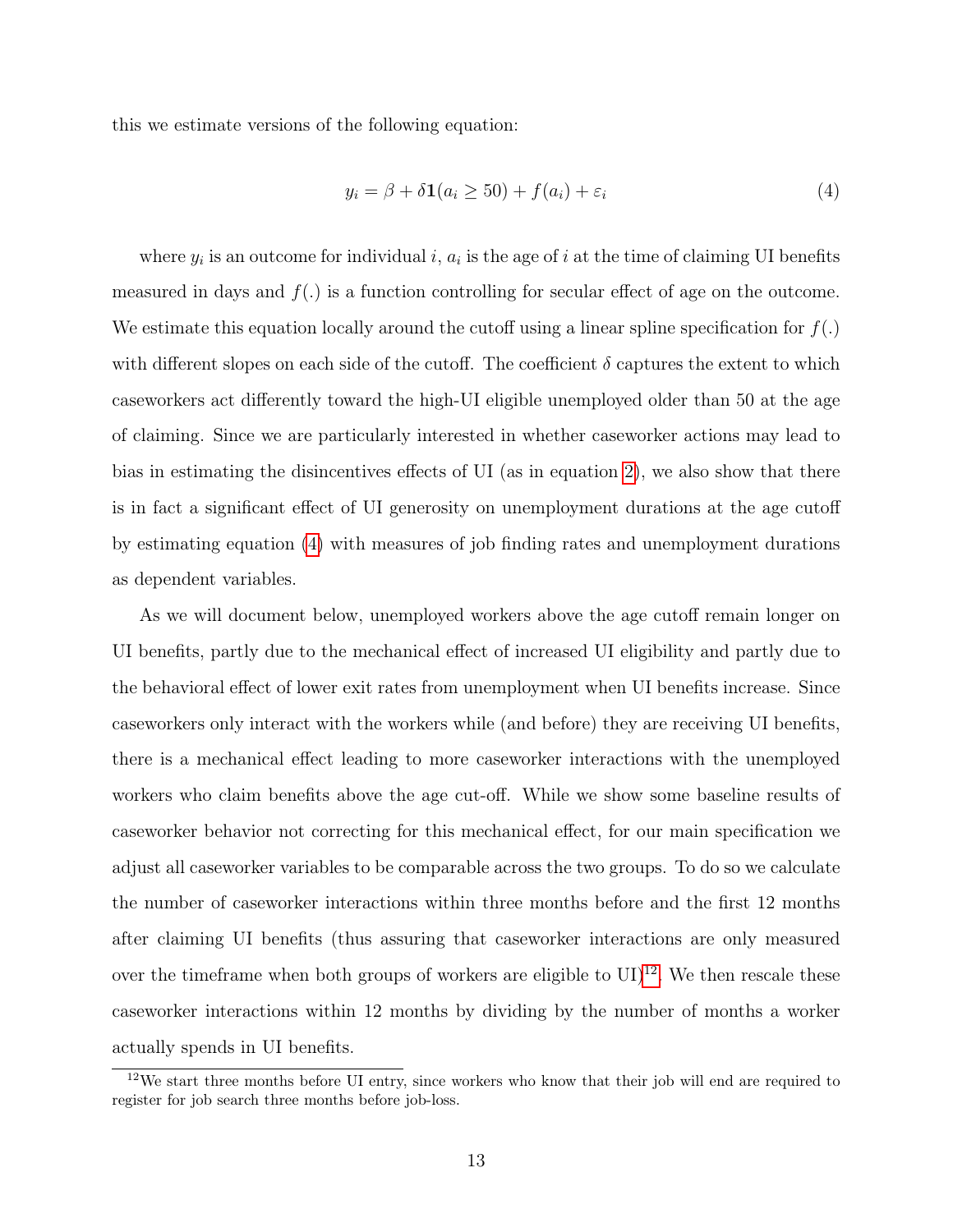this we estimate versions of the following equation:

$$y_i = \beta + \delta \mathbf{1}(a_i \geq 50) + f(a_i) + \varepsilon_i \tag{4}$$

where $y_i$ is an outcome for individual $i$, $a_i$ is the age of $i$ at the time of claiming UI benefits measured in days and $f(.)$ is a function controlling for secular effect of age on the outcome. We estimate this equation locally around the cutoff using a linear spline specification for $f(.)$ with different slopes on each side of the cutoff. The coefficient $\delta$ captures the extent to which caseworkers act differently toward the high-UI eligible unemployed older than 50 at the age of claiming. Since we are particularly interested in whether caseworker actions may lead to bias in estimating the disincentives effects of UI (as in equation 2), we also show that there is in fact a significant effect of UI generosity on unemployment durations at the age cutoff by estimating equation (4) with measures of job finding rates and unemployment durations as dependent variables.

As we will document below, unemployed workers above the age cutoff remain longer on UI benefits, partly due to the mechanical effect of increased UI eligibility and partly due to the behavioral effect of lower exit rates from unemployment when UI benefits increase. Since caseworkers only interact with the workers while (and before) they are receiving UI benefits, there is a mechanical effect leading to more caseworker interactions with the unemployed workers who claim benefits above the age cut-off. While we show some baseline results of caseworker behavior not correcting for this mechanical effect, for our main specification we adjust all caseworker variables to be comparable across the two groups. To do so we calculate the number of caseworker interactions within three months before and the first 12 months after claiming UI benefits (thus assuring that caseworker interactions are only measured over the timeframe when both groups of workers are eligible to UI)[12]. We then rescale these caseworker interactions within 12 months by dividing by the number of months a worker actually spends in UI benefits.

[12] We start three months before UI entry, since workers who know that their job will end are required to register for job search three months before job-loss.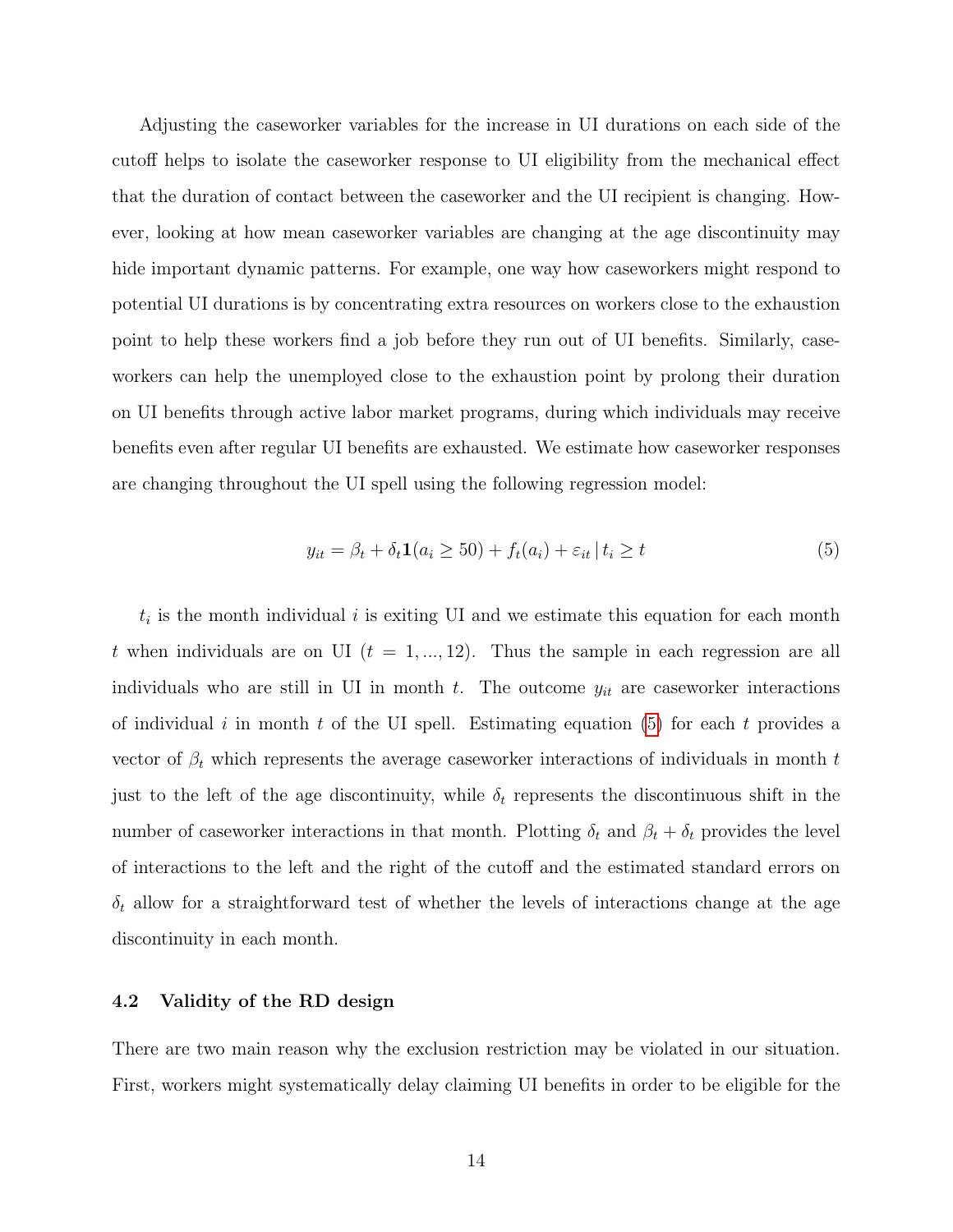Adjusting the caseworker variables for the increase in UI durations on each side of the cutoff helps to isolate the caseworker response to UI eligibility from the mechanical effect that the duration of contact between the caseworker and the UI recipient is changing. However, looking at how mean caseworker variables are changing at the age discontinuity may hide important dynamic patterns. For example, one way how caseworkers might respond to potential UI durations is by concentrating extra resources on workers close to the exhaustion point to help these workers find a job before they run out of UI benefits. Similarly, caseworkers can help the unemployed close to the exhaustion point by prolong their duration on UI benefits through active labor market programs, during which individuals may receive benefits even after regular UI benefits are exhausted. We estimate how caseworker responses are changing throughout the UI spell using the following regression model:

$$y_{it} = \beta_t + \delta_t \mathbf{1}(a_i \geq 50) + f_t(a_i) + \varepsilon_{it} \,|\, t_i \geq t \tag{5}$$

$t_i$ is the month individual $i$ is exiting UI and we estimate this equation for each month $t$ when individuals are on UI ($t = 1, ..., 12$). Thus the sample in each regression are all individuals who are still in UI in month $t$. The outcome $y_{it}$ are caseworker interactions of individual $i$ in month $t$ of the UI spell. Estimating equation (5) for each $t$ provides a vector of $\beta_t$ which represents the average caseworker interactions of individuals in month $t$ just to the left of the age discontinuity, while $\delta_t$ represents the discontinuous shift in the number of caseworker interactions in that month. Plotting $\delta_t$ and $\beta_t + \delta_t$ provides the level of interactions to the left and the right of the cutoff and the estimated standard errors on $\delta_t$ allow for a straightforward test of whether the levels of interactions change at the age discontinuity in each month.

### 4.2 Validity of the RD design

There are two main reason why the exclusion restriction may be violated in our situation. First, workers might systematically delay claiming UI benefits in order to be eligible for the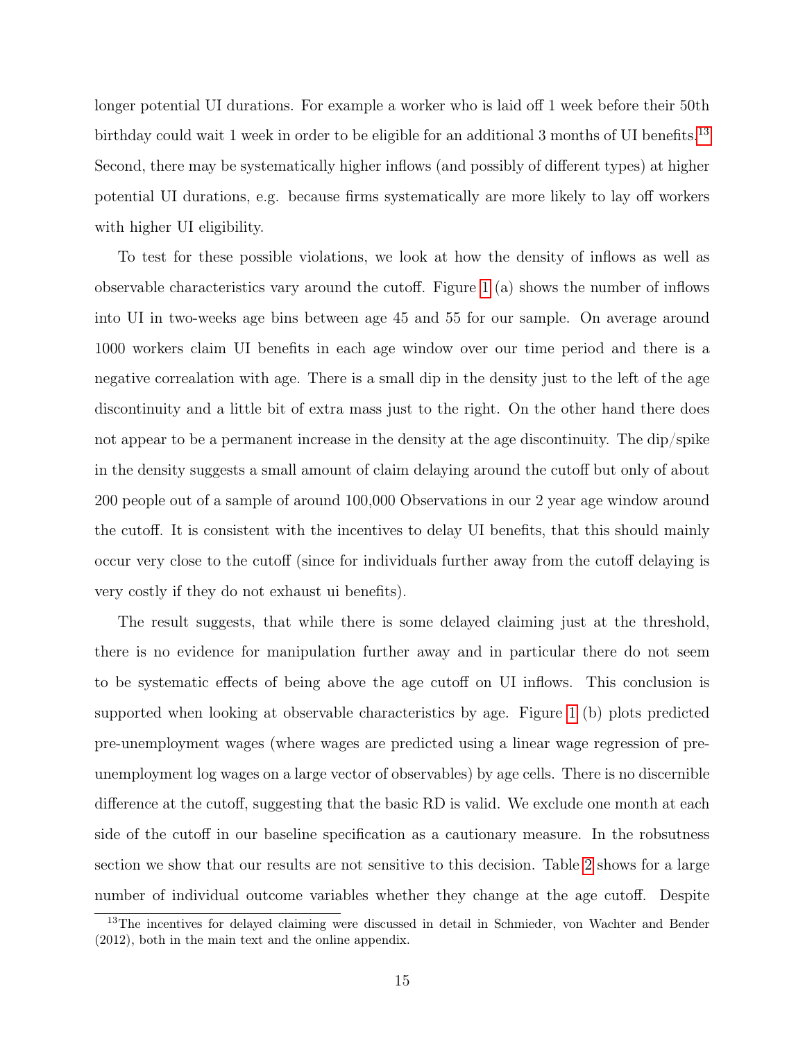longer potential UI durations. For example a worker who is laid off 1 week before their 50th birthday could wait 1 week in order to be eligible for an additional 3 months of UI benefits.[13] Second, there may be systematically higher inflows (and possibly of different types) at higher potential UI durations, e.g. because firms systematically are more likely to lay off workers with higher UI eligibility.

To test for these possible violations, we look at how the density of inflows as well as observable characteristics vary around the cutoff. Figure 1 (a) shows the number of inflows into UI in two-weeks age bins between age 45 and 55 for our sample. On average around 1000 workers claim UI benefits in each age window over our time period and there is a negative correalation with age. There is a small dip in the density just to the left of the age discontinuity and a little bit of extra mass just to the right. On the other hand there does not appear to be a permanent increase in the density at the age discontinuity. The dip/spike in the density suggests a small amount of claim delaying around the cutoff but only of about 200 people out of a sample of around 100,000 Observations in our 2 year age window around the cutoff. It is consistent with the incentives to delay UI benefits, that this should mainly occur very close to the cutoff (since for individuals further away from the cutoff delaying is very costly if they do not exhaust ui benefits).

The result suggests, that while there is some delayed claiming just at the threshold, there is no evidence for manipulation further away and in particular there do not seem to be systematic effects of being above the age cutoff on UI inflows. This conclusion is supported when looking at observable characteristics by age. Figure 1 (b) plots predicted pre-unemployment wages (where wages are predicted using a linear wage regression of pre-unemployment log wages on a large vector of observables) by age cells. There is no discernible difference at the cutoff, suggesting that the basic RD is valid. We exclude one month at each side of the cutoff in our baseline specification as a cautionary measure. In the robsutness section we show that our results are not sensitive to this decision. Table 2 shows for a large number of individual outcome variables whether they change at the age cutoff. Despite

[13]The incentives for delayed claiming were discussed in detail in Schmieder, von Wachter and Bender (2012), both in the main text and the online appendix.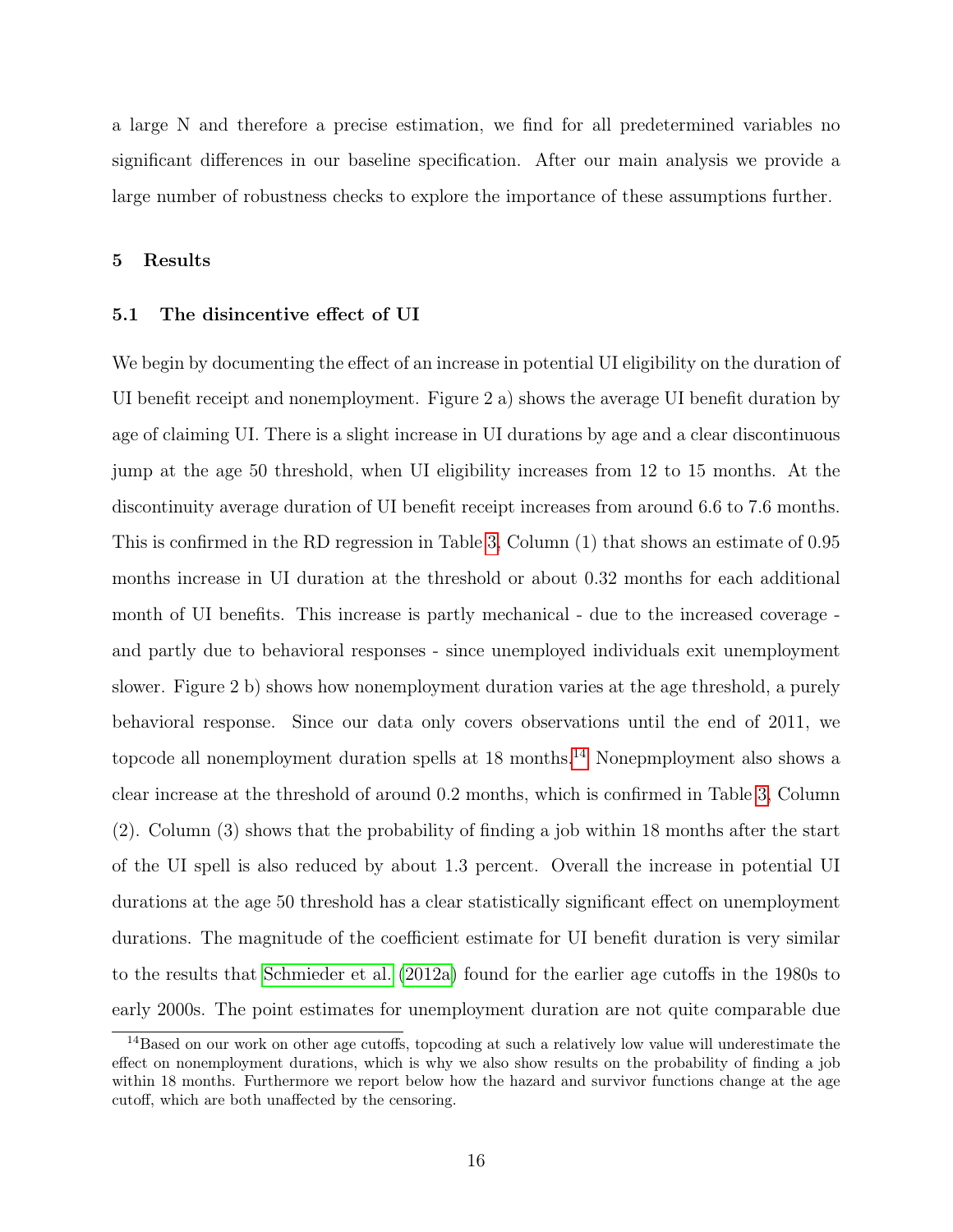a large N and therefore a precise estimation, we find for all predetermined variables no significant differences in our baseline specification. After our main analysis we provide a large number of robustness checks to explore the importance of these assumptions further.

## 5 Results

### 5.1 The disincentive effect of UI

We begin by documenting the effect of an increase in potential UI eligibility on the duration of UI benefit receipt and nonemployment. Figure 2 a) shows the average UI benefit duration by age of claiming UI. There is a slight increase in UI durations by age and a clear discontinuous jump at the age 50 threshold, when UI eligibility increases from 12 to 15 months. At the discontinuity average duration of UI benefit receipt increases from around 6.6 to 7.6 months. This is confirmed in the RD regression in Table 3, Column (1) that shows an estimate of 0.95 months increase in UI duration at the threshold or about 0.32 months for each additional month of UI benefits. This increase is partly mechanical - due to the increased coverage - and partly due to behavioral responses - since unemployed individuals exit unemployment slower. Figure 2 b) shows how nonemployment duration varies at the age threshold, a purely behavioral response. Since our data only covers observations until the end of 2011, we topcode all nonemployment duration spells at 18 months.[14] Nonepmployment also shows a clear increase at the threshold of around 0.2 months, which is confirmed in Table 3, Column (2). Column (3) shows that the probability of finding a job within 18 months after the start of the UI spell is also reduced by about 1.3 percent. Overall the increase in potential UI durations at the age 50 threshold has a clear statistically significant effect on unemployment durations. The magnitude of the coefficient estimate for UI benefit duration is very similar to the results that Schmieder et al. (2012a) found for the earlier age cutoffs in the 1980s to early 2000s. The point estimates for unemployment duration are not quite comparable due

[14] Based on our work on other age cutoffs, topcoding at such a relatively low value will underestimate the effect on nonemployment durations, which is why we also show results on the probability of finding a job within 18 months. Furthermore we report below how the hazard and survivor functions change at the age cutoff, which are both unaffected by the censoring.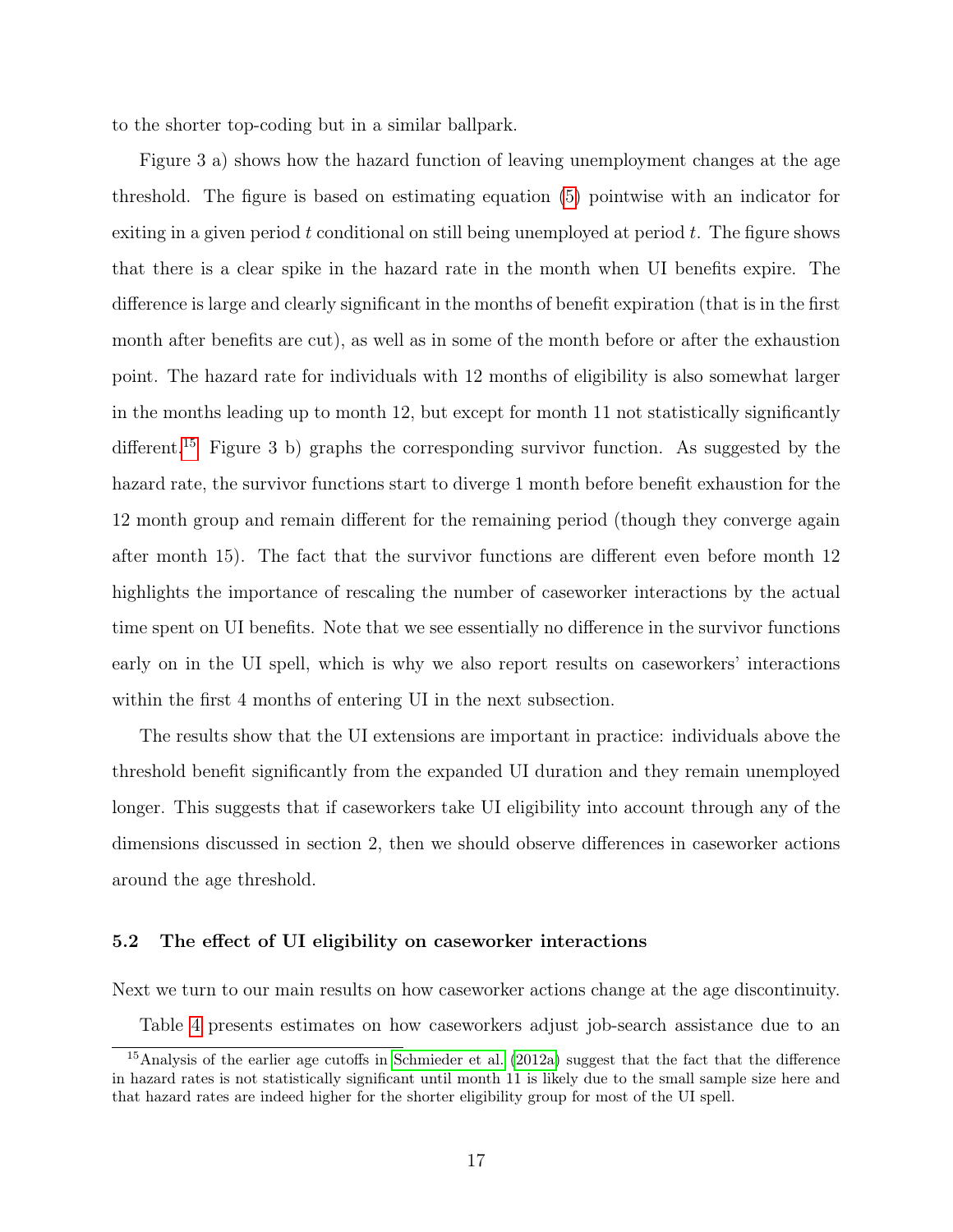to the shorter top-coding but in a similar ballpark.

Figure 3 a) shows how the hazard function of leaving unemployment changes at the age threshold. The figure is based on estimating equation (5) pointwise with an indicator for exiting in a given period $t$ conditional on still being unemployed at period $t$. The figure shows that there is a clear spike in the hazard rate in the month when UI benefits expire. The difference is large and clearly significant in the months of benefit expiration (that is in the first month after benefits are cut), as well as in some of the month before or after the exhaustion point. The hazard rate for individuals with 12 months of eligibility is also somewhat larger in the months leading up to month 12, but except for month 11 not statistically significantly different.[15] Figure 3 b) graphs the corresponding survivor function. As suggested by the hazard rate, the survivor functions start to diverge 1 month before benefit exhaustion for the 12 month group and remain different for the remaining period (though they converge again after month 15). The fact that the survivor functions are different even before month 12 highlights the importance of rescaling the number of caseworker interactions by the actual time spent on UI benefits. Note that we see essentially no difference in the survivor functions early on in the UI spell, which is why we also report results on caseworkers' interactions within the first 4 months of entering UI in the next subsection.

The results show that the UI extensions are important in practice: individuals above the threshold benefit significantly from the expanded UI duration and they remain unemployed longer. This suggests that if caseworkers take UI eligibility into account through any of the dimensions discussed in section 2, then we should observe differences in caseworker actions around the age threshold.

### 5.2 The effect of UI eligibility on caseworker interactions

Next we turn to our main results on how caseworker actions change at the age discontinuity.

Table 4 presents estimates on how caseworkers adjust job-search assistance due to an

[15] Analysis of the earlier age cutoffs in Schmieder et al. (2012a) suggest that the fact that the difference in hazard rates is not statistically significant until month 11 is likely due to the small sample size here and that hazard rates are indeed higher for the shorter eligibility group for most of the UI spell.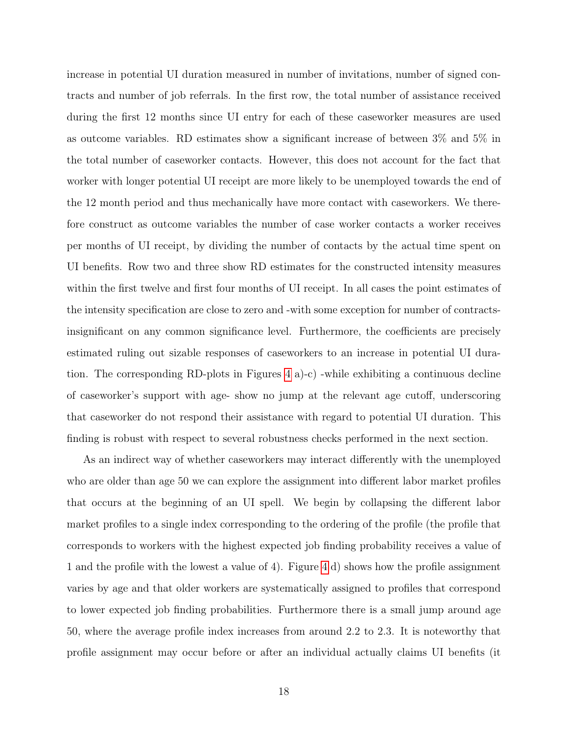increase in potential UI duration measured in number of invitations, number of signed contracts and number of job referrals. In the first row, the total number of assistance received during the first 12 months since UI entry for each of these caseworker measures are used as outcome variables. RD estimates show a significant increase of between 3% and 5% in the total number of caseworker contacts. However, this does not account for the fact that worker with longer potential UI receipt are more likely to be unemployed towards the end of the 12 month period and thus mechanically have more contact with caseworkers. We therefore construct as outcome variables the number of case worker contacts a worker receives per months of UI receipt, by dividing the number of contacts by the actual time spent on UI benefits. Row two and three show RD estimates for the constructed intensity measures within the first twelve and first four months of UI receipt. In all cases the point estimates of the intensity specification are close to zero and -with some exception for number of contracts- insignificant on any common significance level. Furthermore, the coefficients are precisely estimated ruling out sizable responses of caseworkers to an increase in potential UI duration. The corresponding RD-plots in Figures 4 a)-c) -while exhibiting a continuous decline of caseworker's support with age- show no jump at the relevant age cutoff, underscoring that caseworker do not respond their assistance with regard to potential UI duration. This finding is robust with respect to several robustness checks performed in the next section.

As an indirect way of whether caseworkers may interact differently with the unemployed who are older than age 50 we can explore the assignment into different labor market profiles that occurs at the beginning of an UI spell. We begin by collapsing the different labor market profiles to a single index corresponding to the ordering of the profile (the profile that corresponds to workers with the highest expected job finding probability receives a value of 1 and the profile with the lowest a value of 4). Figure 4 d) shows how the profile assignment varies by age and that older workers are systematically assigned to profiles that correspond to lower expected job finding probabilities. Furthermore there is a small jump around age 50, where the average profile index increases from around 2.2 to 2.3. It is noteworthy that profile assignment may occur before or after an individual actually claims UI benefits (it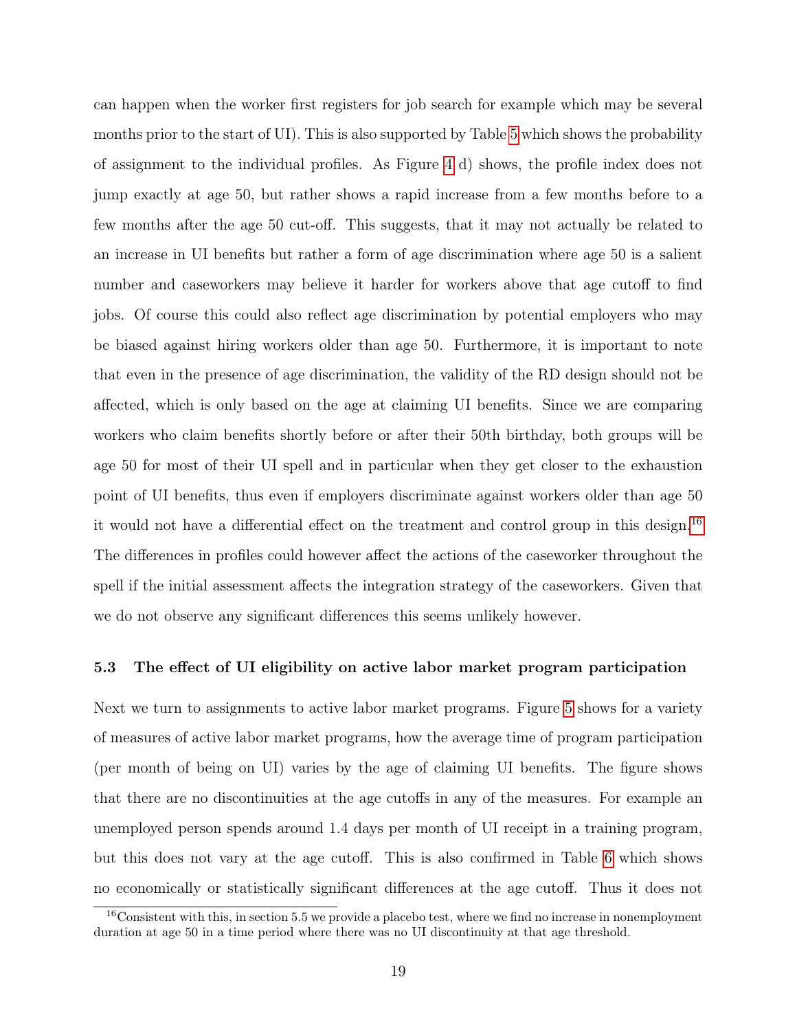can happen when the worker first registers for job search for example which may be several months prior to the start of UI). This is also supported by Table 5 which shows the probability of assignment to the individual profiles. As Figure 4 d) shows, the profile index does not jump exactly at age 50, but rather shows a rapid increase from a few months before to a few months after the age 50 cut-off. This suggests, that it may not actually be related to an increase in UI benefits but rather a form of age discrimination where age 50 is a salient number and caseworkers may believe it harder for workers above that age cutoff to find jobs. Of course this could also reflect age discrimination by potential employers who may be biased against hiring workers older than age 50. Furthermore, it is important to note that even in the presence of age discrimination, the validity of the RD design should not be affected, which is only based on the age at claiming UI benefits. Since we are comparing workers who claim benefits shortly before or after their 50th birthday, both groups will be age 50 for most of their UI spell and in particular when they get closer to the exhaustion point of UI benefits, thus even if employers discriminate against workers older than age 50 it would not have a differential effect on the treatment and control group in this design.[16] The differences in profiles could however affect the actions of the caseworker throughout the spell if the initial assessment affects the integration strategy of the caseworkers. Given that we do not observe any significant differences this seems unlikely however.

### 5.3 The effect of UI eligibility on active labor market program participation

Next we turn to assignments to active labor market programs. Figure 5 shows for a variety of measures of active labor market programs, how the average time of program participation (per month of being on UI) varies by the age of claiming UI benefits. The figure shows that there are no discontinuities at the age cutoffs in any of the measures. For example an unemployed person spends around 1.4 days per month of UI receipt in a training program, but this does not vary at the age cutoff. This is also confirmed in Table 6 which shows no economically or statistically significant differences at the age cutoff. Thus it does not

[16] Consistent with this, in section 5.5 we provide a placebo test, where we find no increase in nonemployment duration at age 50 in a time period where there was no UI discontinuity at that age threshold.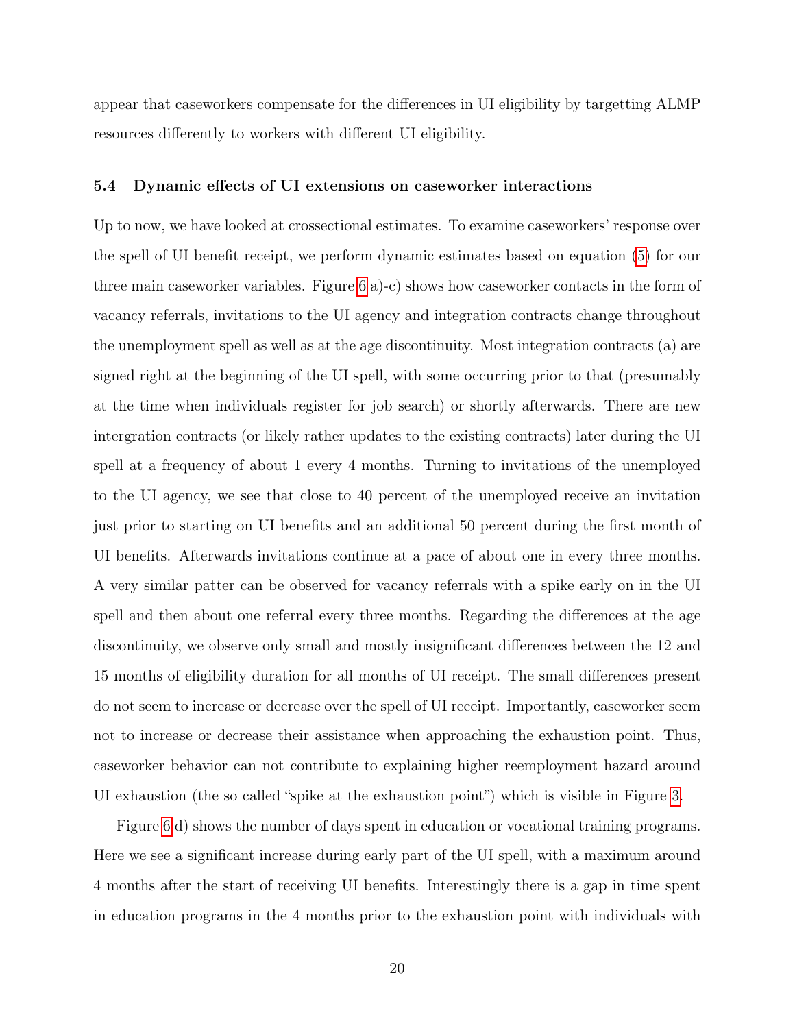appear that caseworkers compensate for the differences in UI eligibility by targetting ALMP resources differently to workers with different UI eligibility.

### 5.4 Dynamic effects of UI extensions on caseworker interactions

Up to now, we have looked at crossectional estimates. To examine caseworkers' response over the spell of UI benefit receipt, we perform dynamic estimates based on equation (5) for our three main caseworker variables. Figure 6 a)-c) shows how caseworker contacts in the form of vacancy referrals, invitations to the UI agency and integration contracts change throughout the unemployment spell as well as at the age discontinuity. Most integration contracts (a) are signed right at the beginning of the UI spell, with some occurring prior to that (presumably at the time when individuals register for job search) or shortly afterwards. There are new intergration contracts (or likely rather updates to the existing contracts) later during the UI spell at a frequency of about 1 every 4 months. Turning to invitations of the unemployed to the UI agency, we see that close to 40 percent of the unemployed receive an invitation just prior to starting on UI benefits and an additional 50 percent during the first month of UI benefits. Afterwards invitations continue at a pace of about one in every three months. A very similar patter can be observed for vacancy referrals with a spike early on in the UI spell and then about one referral every three months. Regarding the differences at the age discontinuity, we observe only small and mostly insignificant differences between the 12 and 15 months of eligibility duration for all months of UI receipt. The small differences present do not seem to increase or decrease over the spell of UI receipt. Importantly, caseworker seem not to increase or decrease their assistance when approaching the exhaustion point. Thus, caseworker behavior can not contribute to explaining higher reemployment hazard around UI exhaustion (the so called "spike at the exhaustion point") which is visible in Figure 3.

Figure 6 d) shows the number of days spent in education or vocational training programs. Here we see a significant increase during early part of the UI spell, with a maximum around 4 months after the start of receiving UI benefits. Interestingly there is a gap in time spent in education programs in the 4 months prior to the exhaustion point with individuals with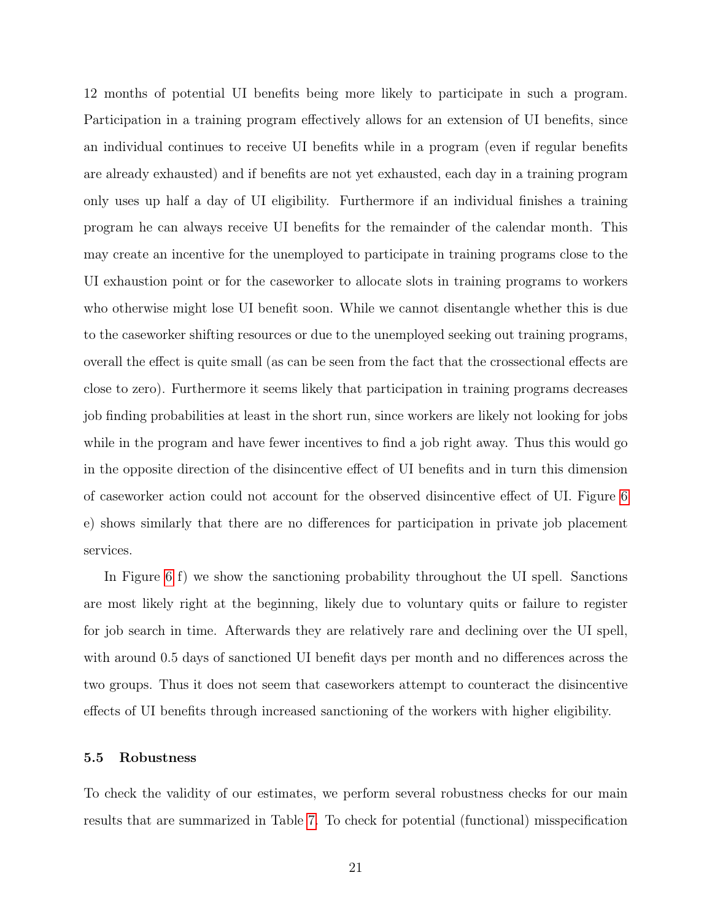12 months of potential UI benefits being more likely to participate in such a program. Participation in a training program effectively allows for an extension of UI benefits, since an individual continues to receive UI benefits while in a program (even if regular benefits are already exhausted) and if benefits are not yet exhausted, each day in a training program only uses up half a day of UI eligibility. Furthermore if an individual finishes a training program he can always receive UI benefits for the remainder of the calendar month. This may create an incentive for the unemployed to participate in training programs close to the UI exhaustion point or for the caseworker to allocate slots in training programs to workers who otherwise might lose UI benefit soon. While we cannot disentangle whether this is due to the caseworker shifting resources or due to the unemployed seeking out training programs, overall the effect is quite small (as can be seen from the fact that the crossectional effects are close to zero). Furthermore it seems likely that participation in training programs decreases job finding probabilities at least in the short run, since workers are likely not looking for jobs while in the program and have fewer incentives to find a job right away. Thus this would go in the opposite direction of the disincentive effect of UI benefits and in turn this dimension of caseworker action could not account for the observed disincentive effect of UI. Figure 6 e) shows similarly that there are no differences for participation in private job placement services.

In Figure 6 f) we show the sanctioning probability throughout the UI spell. Sanctions are most likely right at the beginning, likely due to voluntary quits or failure to register for job search in time. Afterwards they are relatively rare and declining over the UI spell, with around 0.5 days of sanctioned UI benefit days per month and no differences across the two groups. Thus it does not seem that caseworkers attempt to counteract the disincentive effects of UI benefits through increased sanctioning of the workers with higher eligibility.

### 5.5 Robustness

To check the validity of our estimates, we perform several robustness checks for our main results that are summarized in Table 7. To check for potential (functional) misspecification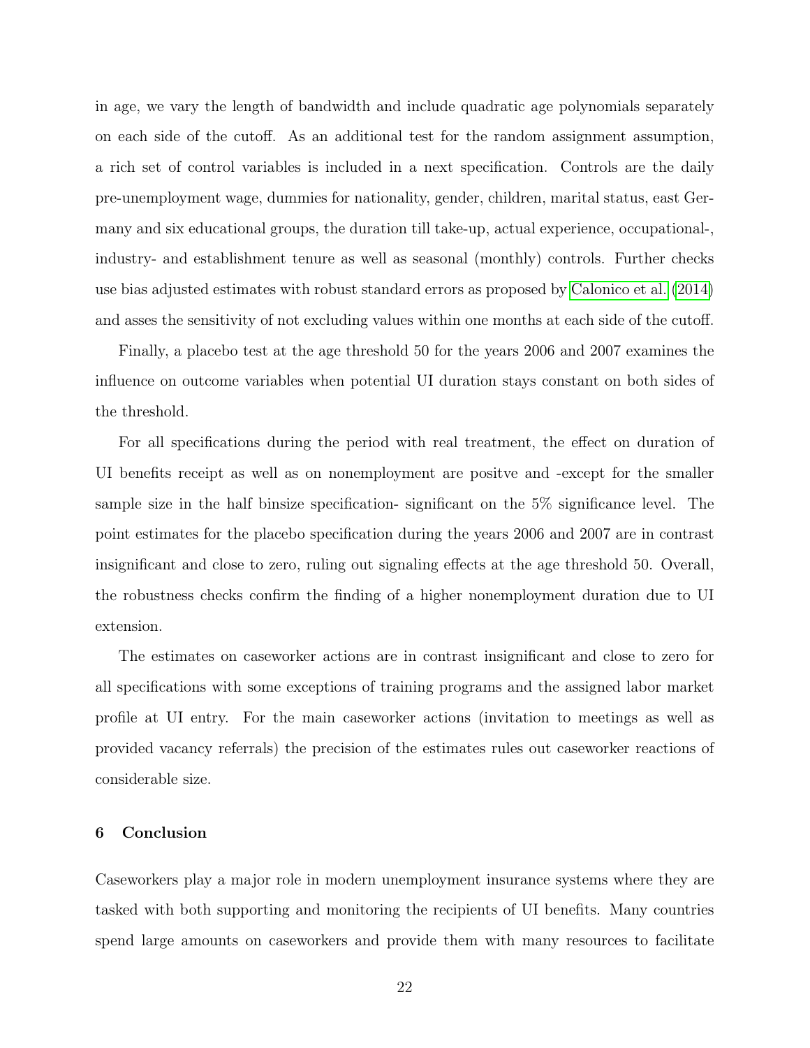in age, we vary the length of bandwidth and include quadratic age polynomials separately on each side of the cutoff. As an additional test for the random assignment assumption, a rich set of control variables is included in a next specification. Controls are the daily pre-unemployment wage, dummies for nationality, gender, children, marital status, east Germany and six educational groups, the duration till take-up, actual experience, occupational-, industry- and establishment tenure as well as seasonal (monthly) controls. Further checks use bias adjusted estimates with robust standard errors as proposed by Calonico et al. (2014) and asses the sensitivity of not excluding values within one months at each side of the cutoff.

Finally, a placebo test at the age threshold 50 for the years 2006 and 2007 examines the influence on outcome variables when potential UI duration stays constant on both sides of the threshold.

For all specifications during the period with real treatment, the effect on duration of UI benefits receipt as well as on nonemployment are positve and -except for the smaller sample size in the half binsize specification- significant on the 5% significance level. The point estimates for the placebo specification during the years 2006 and 2007 are in contrast insignificant and close to zero, ruling out signaling effects at the age threshold 50. Overall, the robustness checks confirm the finding of a higher nonemployment duration due to UI extension.

The estimates on caseworker actions are in contrast insignificant and close to zero for all specifications with some exceptions of training programs and the assigned labor market profile at UI entry. For the main caseworker actions (invitation to meetings as well as provided vacancy referrals) the precision of the estimates rules out caseworker reactions of considerable size.

## 6 Conclusion

Caseworkers play a major role in modern unemployment insurance systems where they are tasked with both supporting and monitoring the recipients of UI benefits. Many countries spend large amounts on caseworkers and provide them with many resources to facilitate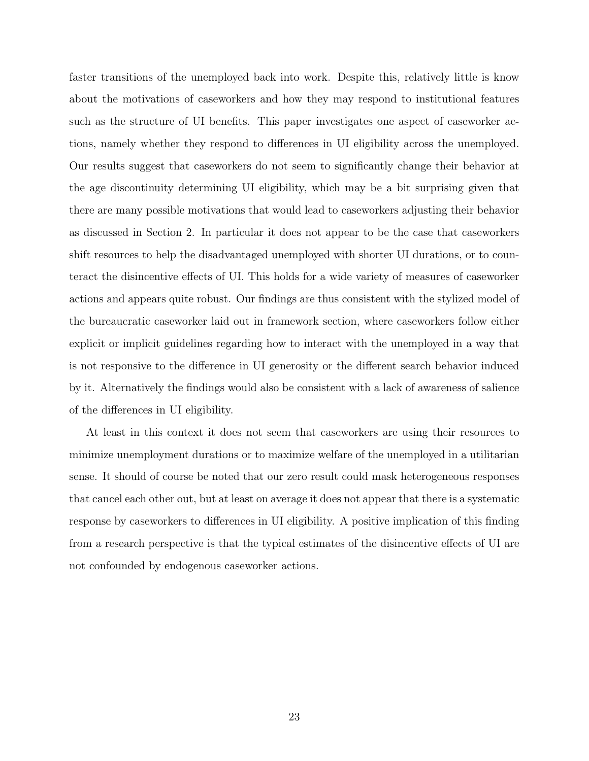faster transitions of the unemployed back into work. Despite this, relatively little is know about the motivations of caseworkers and how they may respond to institutional features such as the structure of UI benefits. This paper investigates one aspect of caseworker actions, namely whether they respond to differences in UI eligibility across the unemployed. Our results suggest that caseworkers do not seem to significantly change their behavior at the age discontinuity determining UI eligibility, which may be a bit surprising given that there are many possible motivations that would lead to caseworkers adjusting their behavior as discussed in Section 2. In particular it does not appear to be the case that caseworkers shift resources to help the disadvantaged unemployed with shorter UI durations, or to counteract the disincentive effects of UI. This holds for a wide variety of measures of caseworker actions and appears quite robust. Our findings are thus consistent with the stylized model of the bureaucratic caseworker laid out in framework section, where caseworkers follow either explicit or implicit guidelines regarding how to interact with the unemployed in a way that is not responsive to the difference in UI generosity or the different search behavior induced by it. Alternatively the findings would also be consistent with a lack of awareness of salience of the differences in UI eligibility.

At least in this context it does not seem that caseworkers are using their resources to minimize unemployment durations or to maximize welfare of the unemployed in a utilitarian sense. It should of course be noted that our zero result could mask heterogeneous responses that cancel each other out, but at least on average it does not appear that there is a systematic response by caseworkers to differences in UI eligibility. A positive implication of this finding from a research perspective is that the typical estimates of the disincentive effects of UI are not confounded by endogenous caseworker actions.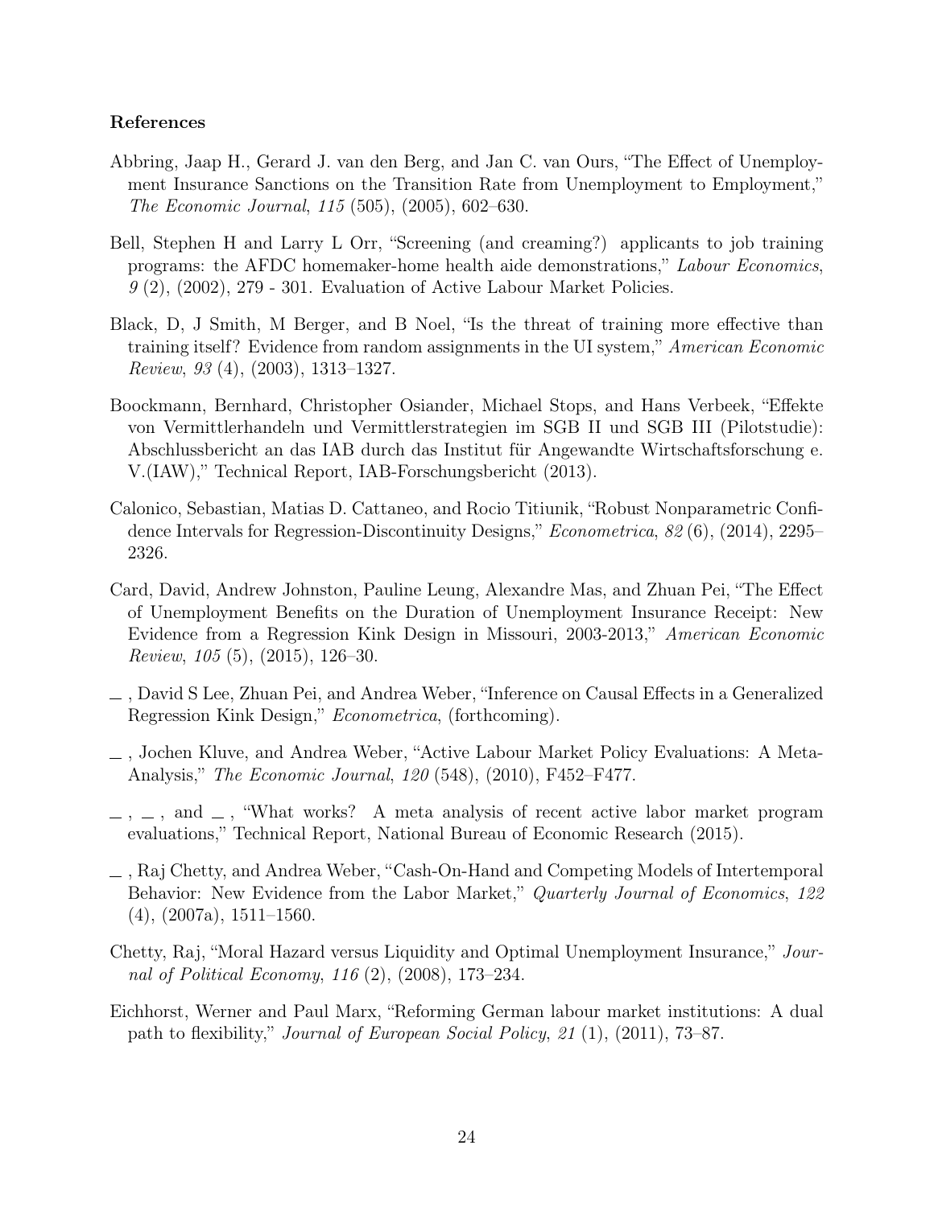### References

Abbring, Jaap H., Gerard J. van den Berg, and Jan C. van Ours, "The Effect of Unemployment Insurance Sanctions on the Transition Rate from Unemployment to Employment," *The Economic Journal*, *115* (505), (2005), 602–630.

Bell, Stephen H and Larry L Orr, "Screening (and creaming?) applicants to job training programs: the AFDC homemaker-home health aide demonstrations," *Labour Economics*, *9* (2), (2002), 279 - 301. Evaluation of Active Labour Market Policies.

Black, D, J Smith, M Berger, and B Noel, "Is the threat of training more effective than training itself? Evidence from random assignments in the UI system," *American Economic Review*, *93* (4), (2003), 1313–1327.

Boockmann, Bernhard, Christopher Osiander, Michael Stops, and Hans Verbeek, "Effekte von Vermittlerhandeln und Vermittlerstrategien im SGB II und SGB III (Pilotstudie): Abschlussbericht an das IAB durch das Institut für Angewandte Wirtschaftsforschung e. V.(IAW)," Technical Report, IAB-Forschungsbericht (2013).

Calonico, Sebastian, Matias D. Cattaneo, and Rocio Titiunik, "Robust Nonparametric Confidence Intervals for Regression-Discontinuity Designs," *Econometrica*, *82* (6), (2014), 2295–2326.

Card, David, Andrew Johnston, Pauline Leung, Alexandre Mas, and Zhuan Pei, "The Effect of Unemployment Benefits on the Duration of Unemployment Insurance Receipt: New Evidence from a Regression Kink Design in Missouri, 2003-2013," *American Economic Review*, *105* (5), (2015), 126–30.

_ , David S Lee, Zhuan Pei, and Andrea Weber, "Inference on Causal Effects in a Generalized Regression Kink Design," *Econometrica*, (forthcoming).

_ , Jochen Kluve, and Andrea Weber, "Active Labour Market Policy Evaluations: A Meta-Analysis," *The Economic Journal*, *120* (548), (2010), F452–F477.

_ , _ , and _ , "What works? A meta analysis of recent active labor market program evaluations," Technical Report, National Bureau of Economic Research (2015).

_ , Raj Chetty, and Andrea Weber, "Cash-On-Hand and Competing Models of Intertemporal Behavior: New Evidence from the Labor Market," *Quarterly Journal of Economics*, *122* (4), (2007a), 1511–1560.

Chetty, Raj, "Moral Hazard versus Liquidity and Optimal Unemployment Insurance," *Journal of Political Economy*, *116* (2), (2008), 173–234.

Eichhorst, Werner and Paul Marx, "Reforming German labour market institutions: A dual path to flexibility," *Journal of European Social Policy*, *21* (1), (2011), 73–87.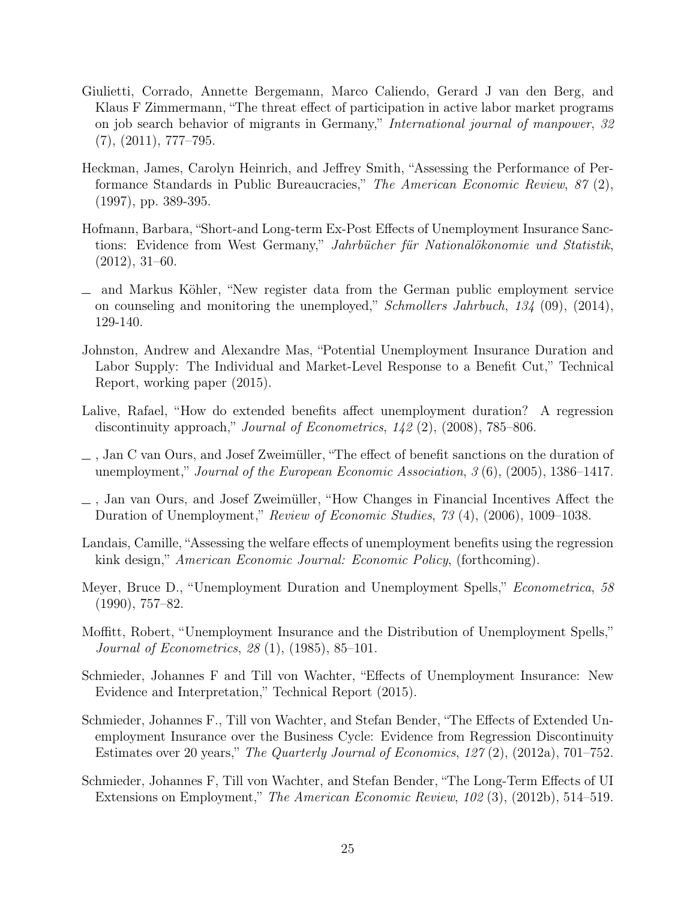Giulietti, Corrado, Annette Bergemann, Marco Caliendo, Gerard J van den Berg, and Klaus F Zimmermann, "The threat effect of participation in active labor market programs on job search behavior of migrants in Germany," *International journal of manpower*, *32* (7), (2011), 777–795.

Heckman, James, Carolyn Heinrich, and Jeffrey Smith, "Assessing the Performance of Performance Standards in Public Bureaucracies," *The American Economic Review*, *87* (2), (1997), pp. 389-395.

Hofmann, Barbara, "Short-and Long-term Ex-Post Effects of Unemployment Insurance Sanctions: Evidence from West Germany," *Jahrbücher für Nationalökonomie und Statistik*, (2012), 31–60.

\_ and Markus Köhler, "New register data from the German public employment service on counseling and monitoring the unemployed," *Schmollers Jahrbuch*, *134* (09), (2014), 129-140.

Johnston, Andrew and Alexandre Mas, "Potential Unemployment Insurance Duration and Labor Supply: The Individual and Market-Level Response to a Benefit Cut," Technical Report, working paper (2015).

Lalive, Rafael, "How do extended benefits affect unemployment duration? A regression discontinuity approach," *Journal of Econometrics*, *142* (2), (2008), 785–806.

\_ , Jan C van Ours, and Josef Zweimüller, "The effect of benefit sanctions on the duration of unemployment," *Journal of the European Economic Association*, *3* (6), (2005), 1386–1417.

\_ , Jan van Ours, and Josef Zweimüller, "How Changes in Financial Incentives Affect the Duration of Unemployment," *Review of Economic Studies*, *73* (4), (2006), 1009–1038.

Landais, Camille, "Assessing the welfare effects of unemployment benefits using the regression kink design," *American Economic Journal: Economic Policy*, (forthcoming).

Meyer, Bruce D., "Unemployment Duration and Unemployment Spells," *Econometrica*, *58* (1990), 757–82.

Moffitt, Robert, "Unemployment Insurance and the Distribution of Unemployment Spells," *Journal of Econometrics*, *28* (1), (1985), 85–101.

Schmieder, Johannes F and Till von Wachter, "Effects of Unemployment Insurance: New Evidence and Interpretation," Technical Report (2015).

Schmieder, Johannes F., Till von Wachter, and Stefan Bender, "The Effects of Extended Unemployment Insurance over the Business Cycle: Evidence from Regression Discontinuity Estimates over 20 years," *The Quarterly Journal of Economics*, *127* (2), (2012a), 701–752.

Schmieder, Johannes F, Till von Wachter, and Stefan Bender, "The Long-Term Effects of UI Extensions on Employment," *The American Economic Review*, *102* (3), (2012b), 514–519.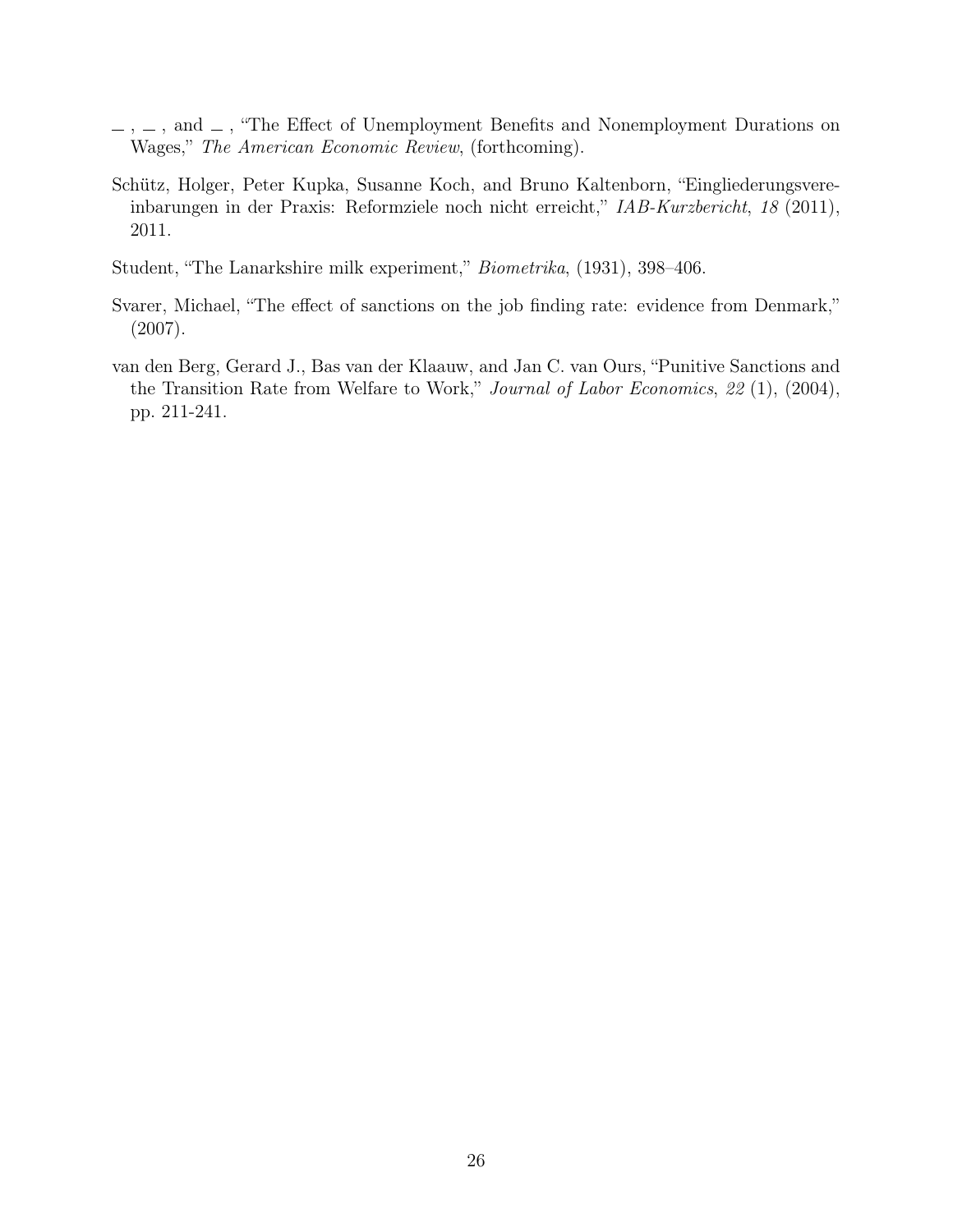—, —, and —, "The Effect of Unemployment Benefits and Nonemployment Durations on Wages," *The American Economic Review*, (forthcoming).

Schütz, Holger, Peter Kupka, Susanne Koch, and Bruno Kaltenborn, "Eingliederungsvereinbarungen in der Praxis: Reformziele noch nicht erreicht," *IAB-Kurzbericht*, *18* (2011), 2011.

Student, "The Lanarkshire milk experiment," *Biometrika*, (1931), 398–406.

Svarer, Michael, "The effect of sanctions on the job finding rate: evidence from Denmark," (2007).

van den Berg, Gerard J., Bas van der Klaauw, and Jan C. van Ours, "Punitive Sanctions and the Transition Rate from Welfare to Work," *Journal of Labor Economics*, *22* (1), (2004), pp. 211-241.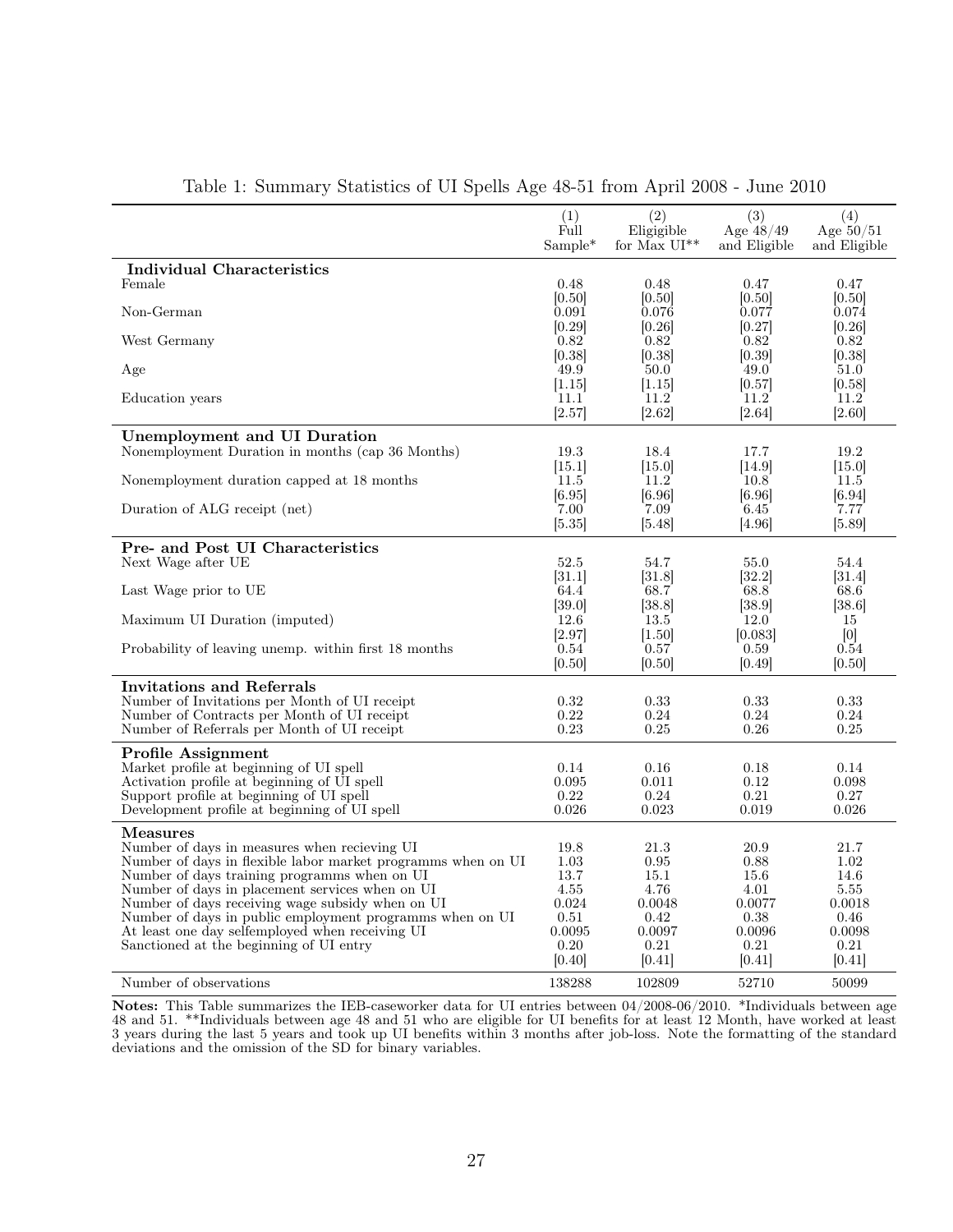Table 1: Summary Statistics of UI Spells Age 48-51 from April 2008 - June 2010

| | (1) Full Sample* | (2) Eligigible for Max UI** | (3) Age 48/49 and Eligible | (4) Age 50/51 and Eligible |
|---|---|---|---|---|
| **Individual Characteristics** | | | | |
| Female | 0.48 | 0.48 | 0.47 | 0.47 |
| | [0.50] | [0.50] | [0.50] | [0.50] |
| Non-German | 0.091 | 0.076 | 0.077 | 0.074 |
| | [0.29] | [0.26] | [0.27] | [0.26] |
| West Germany | 0.82 | 0.82 | 0.82 | 0.82 |
| | [0.38] | [0.38] | [0.39] | [0.38] |
| Age | 49.9 | 50.0 | 49.0 | 51.0 |
| | [1.15] | [1.15] | [0.57] | [0.58] |
| Education years | 11.1 | 11.2 | 11.2 | 11.2 |
| | [2.57] | [2.62] | [2.64] | [2.60] |
| **Unemployment and UI Duration** | | | | |
| Nonemployment Duration in months (cap 36 Months) | 19.3 | 18.4 | 17.7 | 19.2 |
| | [15.1] | [15.0] | [14.9] | [15.0] |
| Nonemployment duration capped at 18 months | 11.5 | 11.2 | 10.8 | 11.5 |
| | [6.95] | [6.96] | [6.96] | [6.94] |
| Duration of ALG receipt (net) | 7.00 | 7.09 | 6.45 | 7.77 |
| | [5.35] | [5.48] | [4.96] | [5.89] |
| **Pre- and Post UI Characteristics** | | | | |
| Next Wage after UE | 52.5 | 54.7 | 55.0 | 54.4 |
| | [31.1] | [31.8] | [32.2] | [31.4] |
| Last Wage prior to UE | 64.4 | 68.7 | 68.8 | 68.6 |
| | [39.0] | [38.8] | [38.9] | [38.6] |
| Maximum UI Duration (imputed) | 12.6 | 13.5 | 12.0 | 15 |
| | [2.97] | [1.50] | [0.083] | [0] |
| Probability of leaving unemp. within first 18 months | 0.54 | 0.57 | 0.59 | 0.54 |
| | [0.50] | [0.50] | [0.49] | [0.50] |
| **Invitations and Referrals** | | | | |
| Number of Invitations per Month of UI receipt | 0.32 | 0.33 | 0.33 | 0.33 |
| Number of Contracts per Month of UI receipt | 0.22 | 0.24 | 0.24 | 0.24 |
| Number of Referrals per Month of UI receipt | 0.23 | 0.25 | 0.26 | 0.25 |
| **Profile Assignment** | | | | |
| Market profile at beginning of UI spell | 0.14 | 0.16 | 0.18 | 0.14 |
| Activation profile at beginning of UI spell | 0.095 | 0.011 | 0.12 | 0.098 |
| Support profile at beginning of UI spell | 0.22 | 0.24 | 0.21 | 0.27 |
| Development profile at beginning of UI spell | 0.026 | 0.023 | 0.019 | 0.026 |
| **Measures** | | | | |
| Number of days in measures when recieving UI | 19.8 | 21.3 | 20.9 | 21.7 |
| Number of days in flexible labor market programms when on UI | 1.03 | 0.95 | 0.88 | 1.02 |
| Number of days training programms when on UI | 13.7 | 15.1 | 15.6 | 14.6 |
| Number of days in placement services when on UI | 4.55 | 4.76 | 4.01 | 5.55 |
| Number of days receiving wage subsidy when on UI | 0.024 | 0.0048 | 0.0077 | 0.0018 |
| Number of days in public employment programms when on UI | 0.51 | 0.42 | 0.38 | 0.46 |
| At least one day selfemployed when receiving UI | 0.0095 | 0.0097 | 0.0096 | 0.0098 |
| Sanctioned at the beginning of UI entry | 0.20 | 0.21 | 0.21 | 0.21 |
| | [0.40] | [0.41] | [0.41] | [0.41] |
| Number of observations | 138288 | 102809 | 52710 | 50099 |

**Notes:** This Table summarizes the IEB-caseworker data for UI entries between 04/2008-06/2010. *Individuals between age 48 and 51. **Individuals between age 48 and 51 who are eligible for UI benefits for at least 12 Month, have worked at least 3 years during the last 5 years and took up UI benefits within 3 months after job-loss. Note the formatting of the standard deviations and the omission of the SD for binary variables.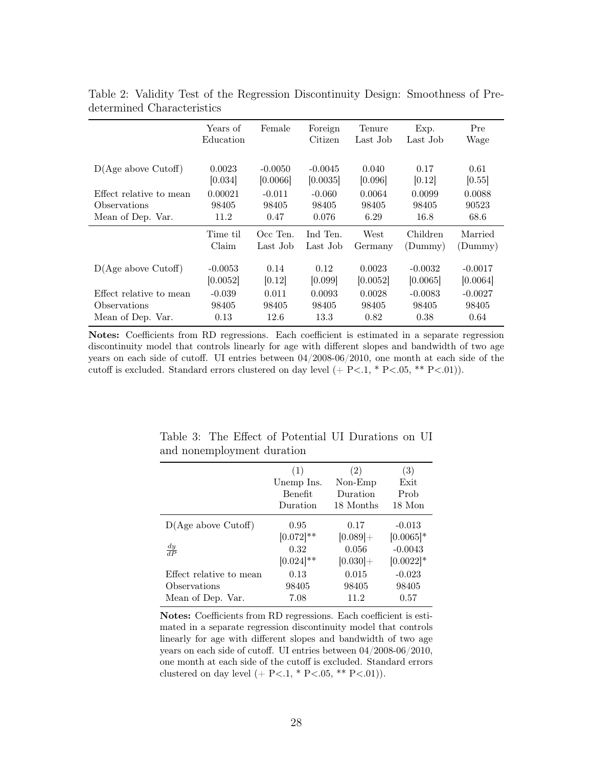Table 2: Validity Test of the Regression Discontinuity Design: Smoothness of Predetermined Characteristics

| | Years of Education | Female | Foreign Citizen | Tenure Last Job | Exp. Last Job | Pre Wage |
|---|---|---|---|---|---|---|
| D(Age above Cutoff) | 0.0023 | -0.0050 | -0.0045 | 0.040 | 0.17 | 0.61 |
| | [0.034] | [0.0066] | [0.0035] | [0.096] | [0.12] | [0.55] |
| Effect relative to mean | 0.00021 | -0.011 | -0.060 | 0.0064 | 0.0099 | 0.0088 |
| Observations | 98405 | 98405 | 98405 | 98405 | 98405 | 90523 |
| Mean of Dep. Var. | 11.2 | 0.47 | 0.076 | 6.29 | 16.8 | 68.6 |
| | Time til Claim | Occ Ten. Last Job | Ind Ten. Last Job | West Germany | Children (Dummy) | Married (Dummy) |
| D(Age above Cutoff) | -0.0053 | 0.14 | 0.12 | 0.0023 | -0.0032 | -0.0017 |
| | [0.0052] | [0.12] | [0.099] | [0.0052] | [0.0065] | [0.0064] |
| Effect relative to mean | -0.039 | 0.011 | 0.0093 | 0.0028 | -0.0083 | -0.0027 |
| Observations | 98405 | 98405 | 98405 | 98405 | 98405 | 98405 |
| Mean of Dep. Var. | 0.13 | 12.6 | 13.3 | 0.82 | 0.38 | 0.64 |

**Notes:** Coefficients from RD regressions. Each coefficient is estimated in a separate regression discontinuity model that controls linearly for age with different slopes and bandwidth of two age years on each side of cutoff. UI entries between 04/2008-06/2010, one month at each side of the cutoff is excluded. Standard errors clustered on day level (+ P<.1, * P<.05, ** P<.01)).

Table 3: The Effect of Potential UI Durations on UI and nonemployment duration

| | (1) Unemp Ins. Benefit Duration | (2) Non-Emp Duration 18 Months | (3) Exit Prob 18 Mon |
|---|---|---|---|
| D(Age above Cutoff) | 0.95 | 0.17 | -0.013 |
| | [0.072]** | [0.089]+ | [0.0065]* |
| $\frac{dy}{dP}$ | 0.32 | 0.056 | -0.0043 |
| | [0.024]** | [0.030]+ | [0.0022]* |
| Effect relative to mean | 0.13 | 0.015 | -0.023 |
| Observations | 98405 | 98405 | 98405 |
| Mean of Dep. Var. | 7.08 | 11.2 | 0.57 |

**Notes:** Coefficients from RD regressions. Each coefficient is estimated in a separate regression discontinuity model that controls linearly for age with different slopes and bandwidth of two age years on each side of cutoff. UI entries between 04/2008-06/2010, one month at each side of the cutoff is excluded. Standard errors clustered on day level (+ P<.1, * P<.05, ** P<.01)).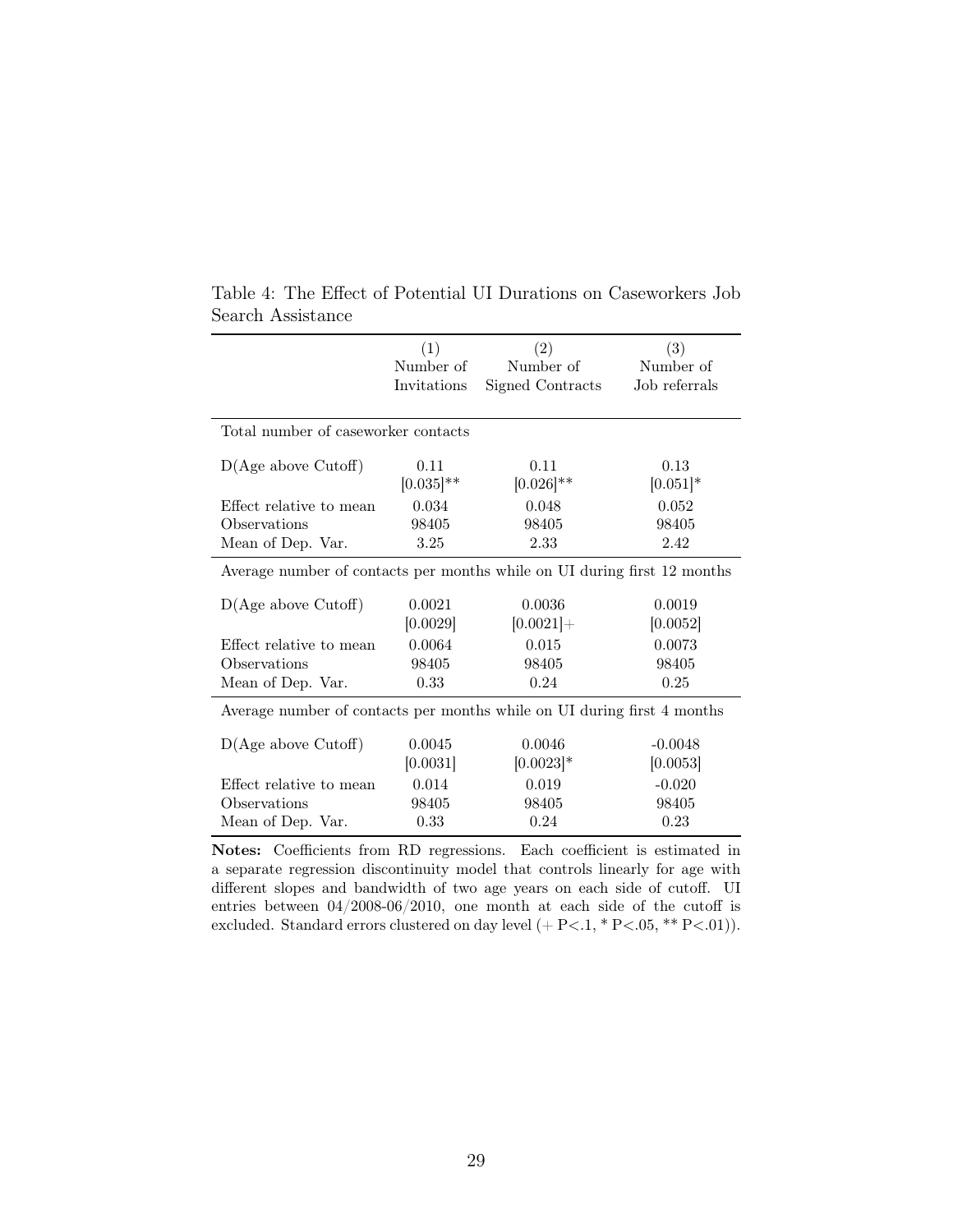Table 4: The Effect of Potential UI Durations on Caseworkers Job Search Assistance

| | (1) Number of Invitations | (2) Number of Signed Contracts | (3) Number of Job referrals |
|---|---|---|---|
| Total number of caseworker contacts | | | |
| D(Age above Cutoff) | 0.11 | 0.11 | 0.13 |
| | [0.035]** | [0.026]** | [0.051]* |
| Effect relative to mean | 0.034 | 0.048 | 0.052 |
| Observations | 98405 | 98405 | 98405 |
| Mean of Dep. Var. | 3.25 | 2.33 | 2.42 |
| Average number of contacts per months while on UI during first 12 months | | | |
| D(Age above Cutoff) | 0.0021 | 0.0036 | 0.0019 |
| | [0.0029] | [0.0021]+ | [0.0052] |
| Effect relative to mean | 0.0064 | 0.015 | 0.0073 |
| Observations | 98405 | 98405 | 98405 |
| Mean of Dep. Var. | 0.33 | 0.24 | 0.25 |
| Average number of contacts per months while on UI during first 4 months | | | |
| D(Age above Cutoff) | 0.0045 | 0.0046 | -0.0048 |
| | [0.0031] | [0.0023]* | [0.0053] |
| Effect relative to mean | 0.014 | 0.019 | -0.020 |
| Observations | 98405 | 98405 | 98405 |
| Mean of Dep. Var. | 0.33 | 0.24 | 0.23 |

**Notes:** Coefficients from RD regressions. Each coefficient is estimated in a separate regression discontinuity model that controls linearly for age with different slopes and bandwidth of two age years on each side of cutoff. UI entries between 04/2008-06/2010, one month at each side of the cutoff is excluded. Standard errors clustered on day level (+ P<.1, * P<.05, ** P<.01)).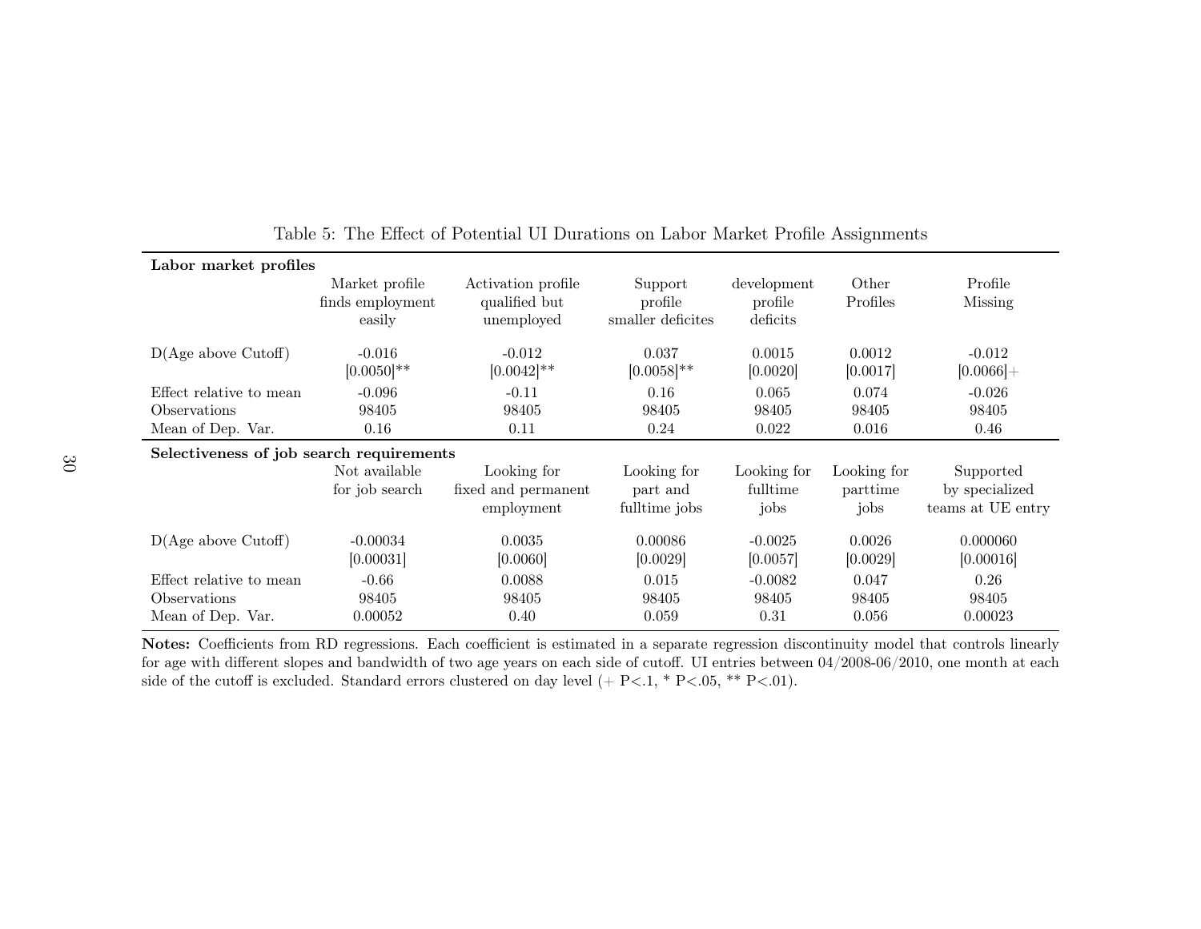Table 5: The Effect of Potential UI Durations on Labor Market Profile Assignments

| **Labor market profiles** | Market profile finds employment easily | Activation profile qualified but unemployed | Support profile smaller deficites | development profile deficits | Other Profiles | Profile Missing |
|---|---|---|---|---|---|---|
| D(Age above Cutoff) | -0.016 | -0.012 | 0.037 | 0.0015 | 0.0012 | -0.012 |
| | [0.0050]** | [0.0042]** | [0.0058]** | [0.0020] | [0.0017] | [0.0066]+ |
| Effect relative to mean | -0.096 | -0.11 | 0.16 | 0.065 | 0.074 | -0.026 |
| Observations | 98405 | 98405 | 98405 | 98405 | 98405 | 98405 |
| Mean of Dep. Var. | 0.16 | 0.11 | 0.24 | 0.022 | 0.016 | 0.46 |
| **Selectiveness of job search requirements** | Not available for job search | Looking for fixed and permanent employment | Looking for part and fulltime jobs | Looking for fulltime jobs | Looking for parttime jobs | Supported by specialized teams at UE entry |
| D(Age above Cutoff) | -0.00034 | 0.0035 | 0.00086 | -0.0025 | 0.0026 | 0.000060 |
| | [0.00031] | [0.0060] | [0.0029] | [0.0057] | [0.0029] | [0.00016] |
| Effect relative to mean | -0.66 | 0.0088 | 0.015 | -0.0082 | 0.047 | 0.26 |
| Observations | 98405 | 98405 | 98405 | 98405 | 98405 | 98405 |
| Mean of Dep. Var. | 0.00052 | 0.40 | 0.059 | 0.31 | 0.056 | 0.00023 |

**Notes:** Coefficients from RD regressions. Each coefficient is estimated in a separate regression discontinuity model that controls linearly for age with different slopes and bandwidth of two age years on each side of cutoff. UI entries between 04/2008-06/2010, one month at each side of the cutoff is excluded. Standard errors clustered on day level (+ P<.1, * P<.05, ** P<.01).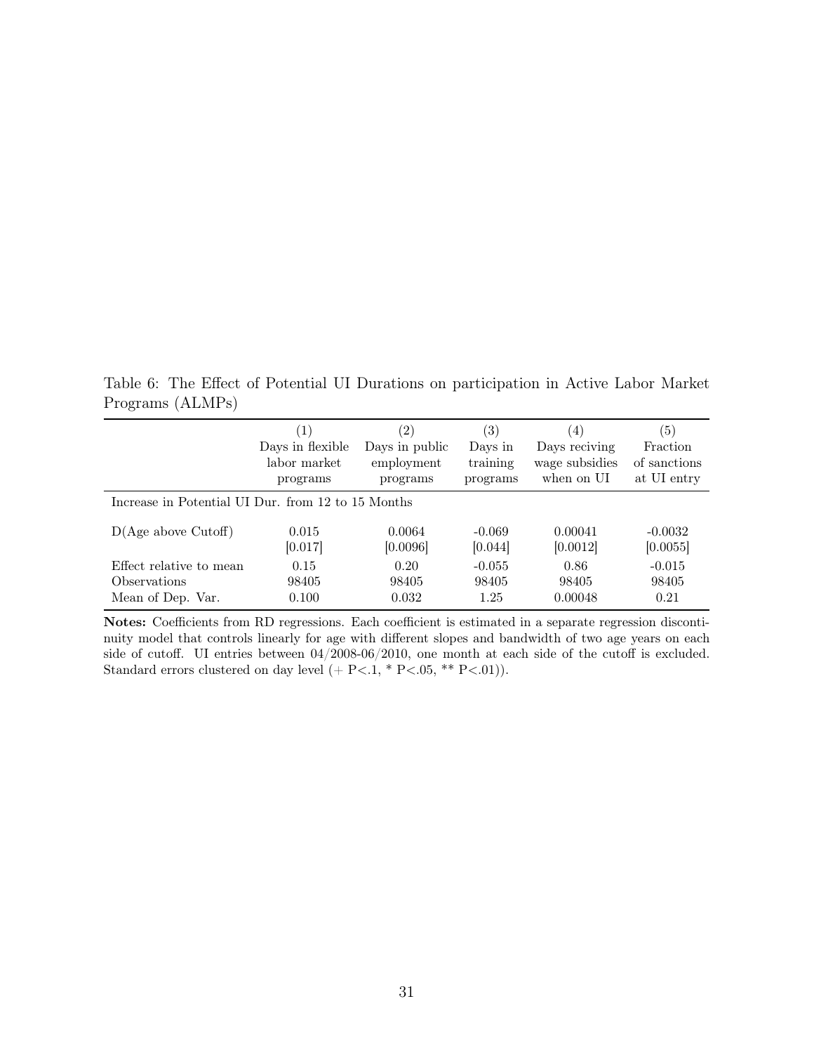Table 6: The Effect of Potential UI Durations on participation in Active Labor Market Programs (ALMPs)

| | (1) Days in flexible labor market programs | (2) Days in public employment programs | (3) Days in training programs | (4) Days reciving wage subsidies when on UI | (5) Fraction of sanctions at UI entry |
|---|---|---|---|---|---|
| Increase in Potential UI Dur. from 12 to 15 Months | | | | | |
| D(Age above Cutoff) | 0.015 | 0.0064 | -0.069 | 0.00041 | -0.0032 |
| | [0.017] | [0.0096] | [0.044] | [0.0012] | [0.0055] |
| Effect relative to mean | 0.15 | 0.20 | -0.055 | 0.86 | -0.015 |
| Observations | 98405 | 98405 | 98405 | 98405 | 98405 |
| Mean of Dep. Var. | 0.100 | 0.032 | 1.25 | 0.00048 | 0.21 |

**Notes:** Coefficients from RD regressions. Each coefficient is estimated in a separate regression discontinuity model that controls linearly for age with different slopes and bandwidth of two age years on each side of cutoff. UI entries between 04/2008-06/2010, one month at each side of the cutoff is excluded. Standard errors clustered on day level (+ P<.1, * P<.05, ** P<.01)).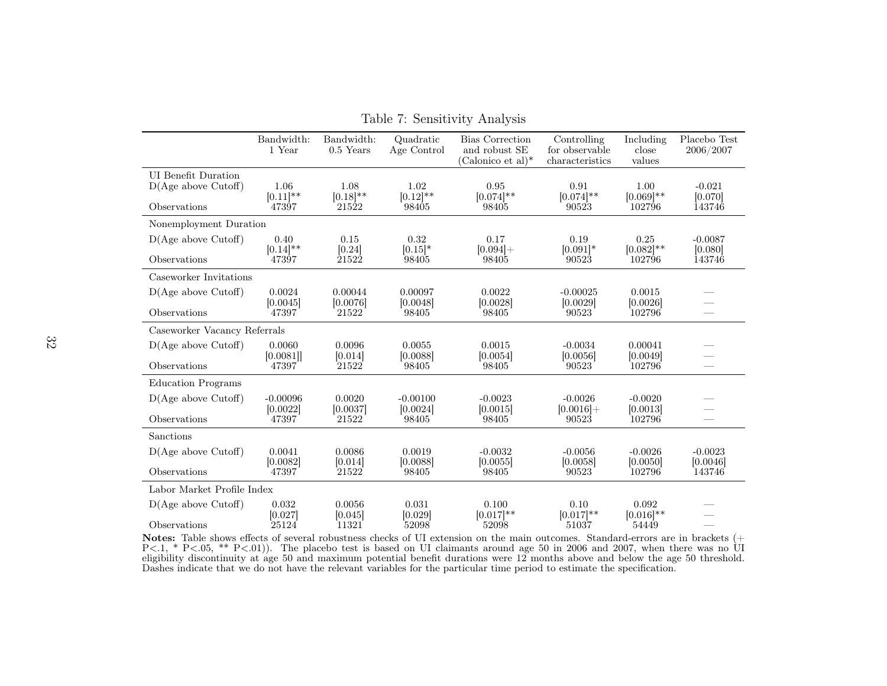Table 7: Sensitivity Analysis

| | Bandwidth: 1 Year | Bandwidth: 0.5 Years | Quadratic Age Control | Bias Correction and robust SE (Calonico et al)* | Controlling for observable characteristics | Including close values | Placebo Test 2006/2007 |
|---|---|---|---|---|---|---|---|
| UI Benefit Duration | | | | | | | |
| D(Age above Cutoff) | 1.06 | 1.08 | 1.02 | 0.95 | 0.91 | 1.00 | -0.021 |
| | [0.11]** | [0.18]** | [0.12]** | [0.074]** | [0.074]** | [0.069]** | [0.070] |
| Observations | 47397 | 21522 | 98405 | 98405 | 90523 | 102796 | 143746 |
| Nonemployment Duration | | | | | | | |
| D(Age above Cutoff) | 0.40 | 0.15 | 0.32 | 0.17 | 0.19 | 0.25 | -0.0087 |
| | [0.14]** | [0.24] | [0.15]* | [0.094]+ | [0.091]* | [0.082]** | [0.080] |
| Observations | 47397 | 21522 | 98405 | 98405 | 90523 | 102796 | 143746 |
| Caseworker Invitations | | | | | | | |
| D(Age above Cutoff) | 0.0024 | 0.00044 | 0.00097 | 0.0022 | -0.00025 | 0.0015 | — |
| | [0.0045] | [0.0076] | [0.0048] | [0.0028] | [0.0029] | [0.0026] | — |
| Observations | 47397 | 21522 | 98405 | 98405 | 90523 | 102796 | — |
| Caseworker Vacancy Referrals | | | | | | | |
| D(Age above Cutoff) | 0.0060 | 0.0096 | 0.0055 | 0.0015 | -0.0034 | 0.00041 | — |
| | [0.0081]] | [0.014] | [0.0088] | [0.0054] | [0.0056] | [0.0049] | — |
| Observations | 47397 | 21522 | 98405 | 98405 | 90523 | 102796 | — |
| Education Programs | | | | | | | |
| D(Age above Cutoff) | -0.00096 | 0.0020 | -0.00100 | -0.0023 | -0.0026 | -0.0020 | — |
| | [0.0022] | [0.0037] | [0.0024] | [0.0015] | [0.0016]+ | [0.0013] | — |
| Observations | 47397 | 21522 | 98405 | 98405 | 90523 | 102796 | — |
| Sanctions | | | | | | | |
| D(Age above Cutoff) | 0.0041 | 0.0086 | 0.0019 | -0.0032 | -0.0056 | -0.0026 | -0.0023 |
| | [0.0082] | [0.014] | [0.0088] | [0.0055] | [0.0058] | [0.0050] | [0.0046] |
| Observations | 47397 | 21522 | 98405 | 98405 | 90523 | 102796 | 143746 |
| Labor Market Profile Index | | | | | | | |
| D(Age above Cutoff) | 0.032 | 0.0056 | 0.031 | 0.100 | 0.10 | 0.092 | — |
| | [0.027] | [0.045] | [0.029] | [0.017]** | [0.017]** | [0.016]** | — |
| Observations | 25124 | 11321 | 52098 | 52098 | 51037 | 54449 | — |

**Notes:** Table shows effects of several robustness checks of UI extension on the main outcomes. Standard-errors are in brackets (+ P<.1, * P<.05, ** P<.01)). The placebo test is based on UI claimants around age 50 in 2006 and 2007, when there was no UI eligibility discontinuity at age 50 and maximum potential benefit durations were 12 months above and below the age 50 threshold. Dashes indicate that we do not have the relevant variables for the particular time period to estimate the specification.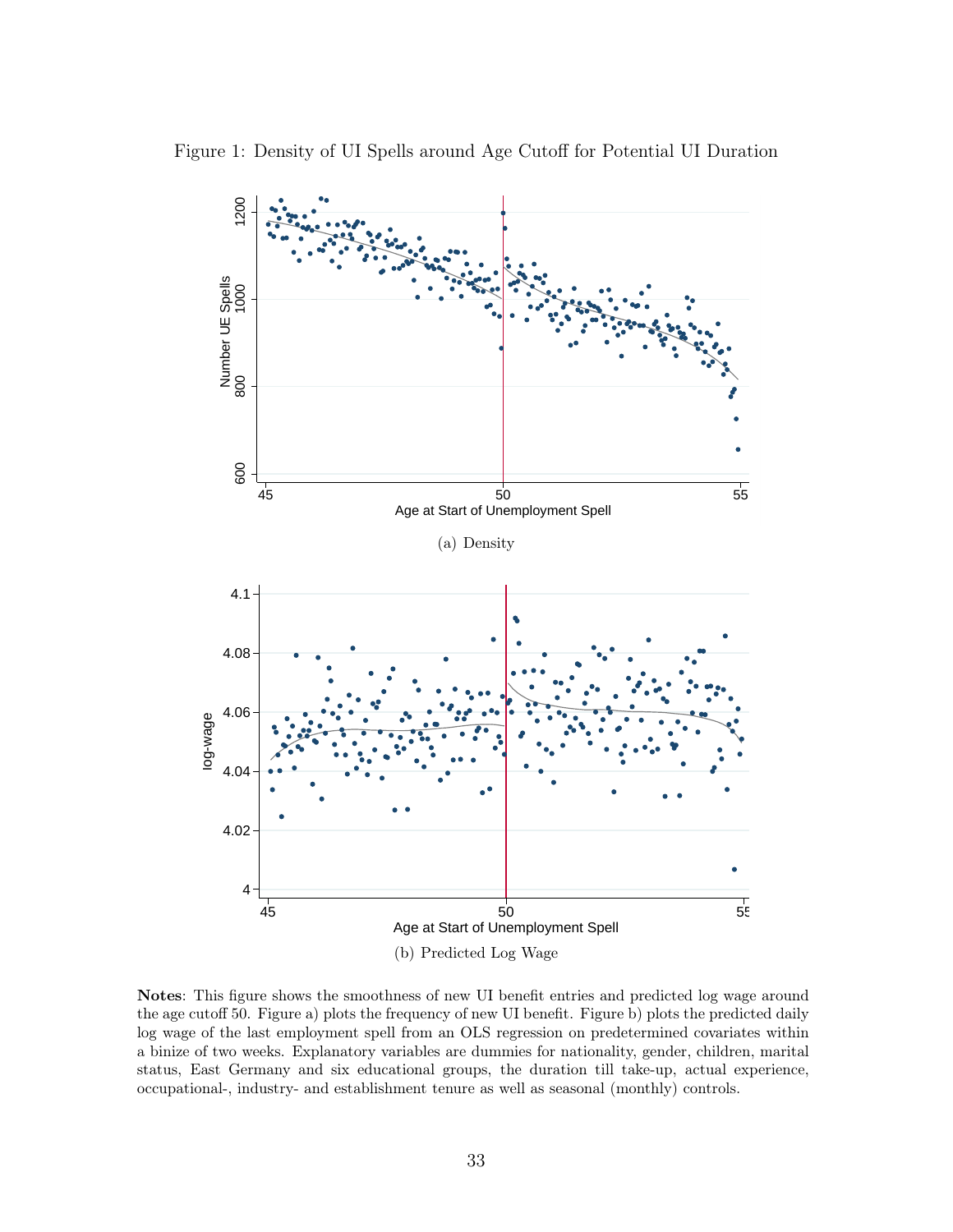Figure 1: Density of UI Spells around Age Cutoff for Potential UI Duration

(a) Density

(b) Predicted Log Wage

**Notes**: This figure shows the smoothness of new UI benefit entries and predicted log wage around the age cutoff 50. Figure a) plots the frequency of new UI benefit. Figure b) plots the predicted daily log wage of the last employment spell from an OLS regression on predetermined covariates within a binize of two weeks. Explanatory variables are dummies for nationality, gender, children, marital status, East Germany and six educational groups, the duration till take-up, actual experience, occupational-, industry- and establishment tenure as well as seasonal (monthly) controls.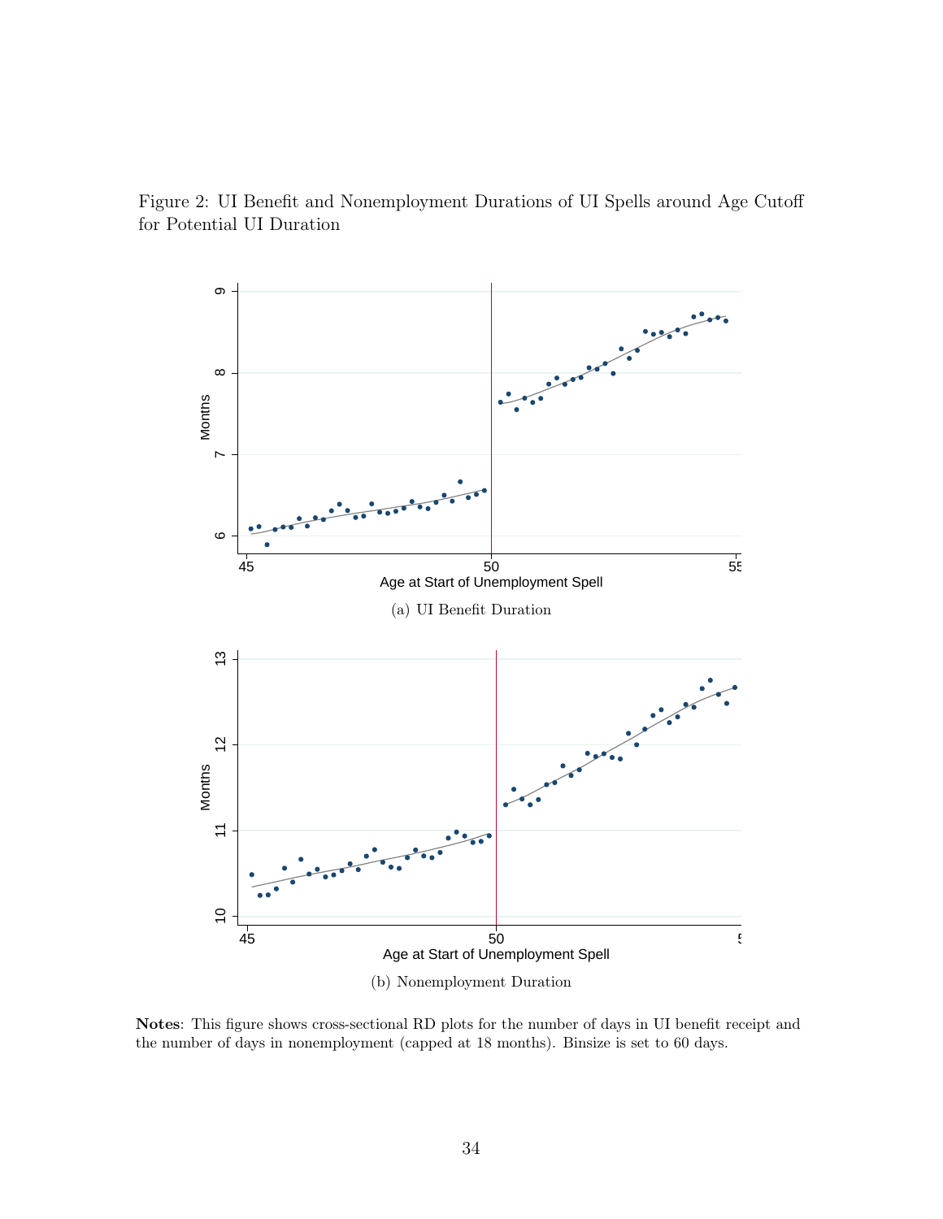Figure 2: UI Benefit and Nonemployment Durations of UI Spells around Age Cutoff for Potential UI Duration

(a) UI Benefit Duration

(b) Nonemployment Duration

**Notes**: This figure shows cross-sectional RD plots for the number of days in UI benefit receipt and the number of days in nonemployment (capped at 18 months). Binsize is set to 60 days.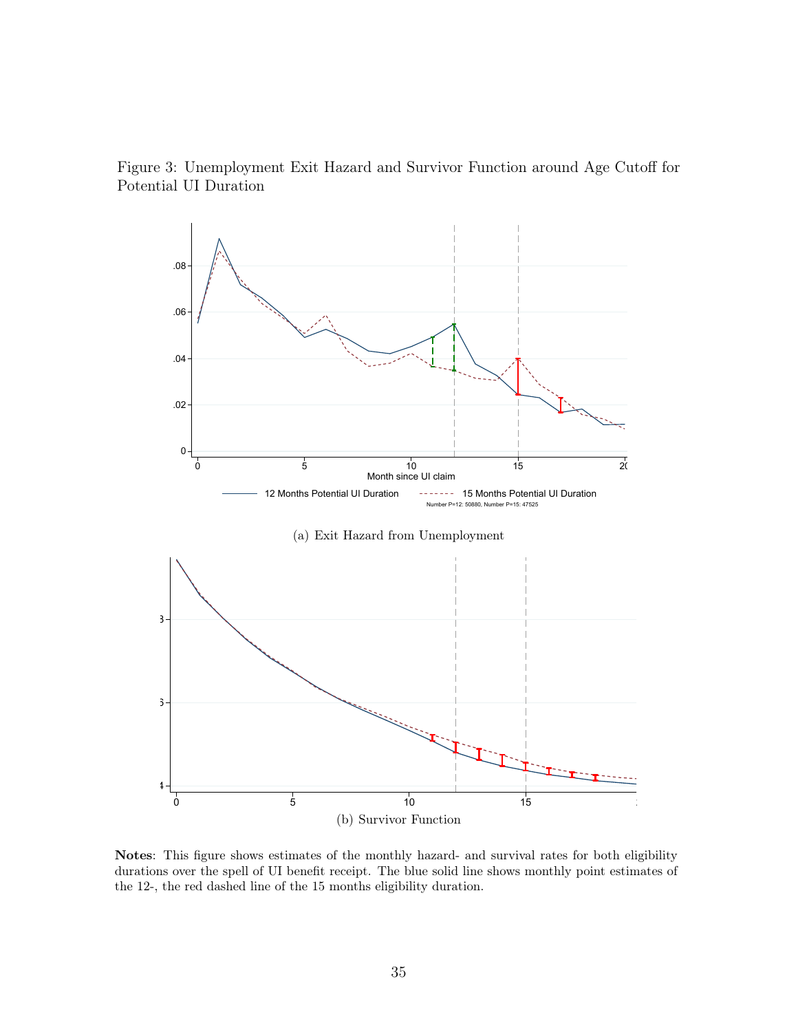Figure 3: Unemployment Exit Hazard and Survivor Function around Age Cutoff for Potential UI Duration

(a) Exit Hazard from Unemployment

(b) Survivor Function

**Notes**: This figure shows estimates of the monthly hazard- and survival rates for both eligibility durations over the spell of UI benefit receipt. The blue solid line shows monthly point estimates of the 12-, the red dashed line of the 15 months eligibility duration.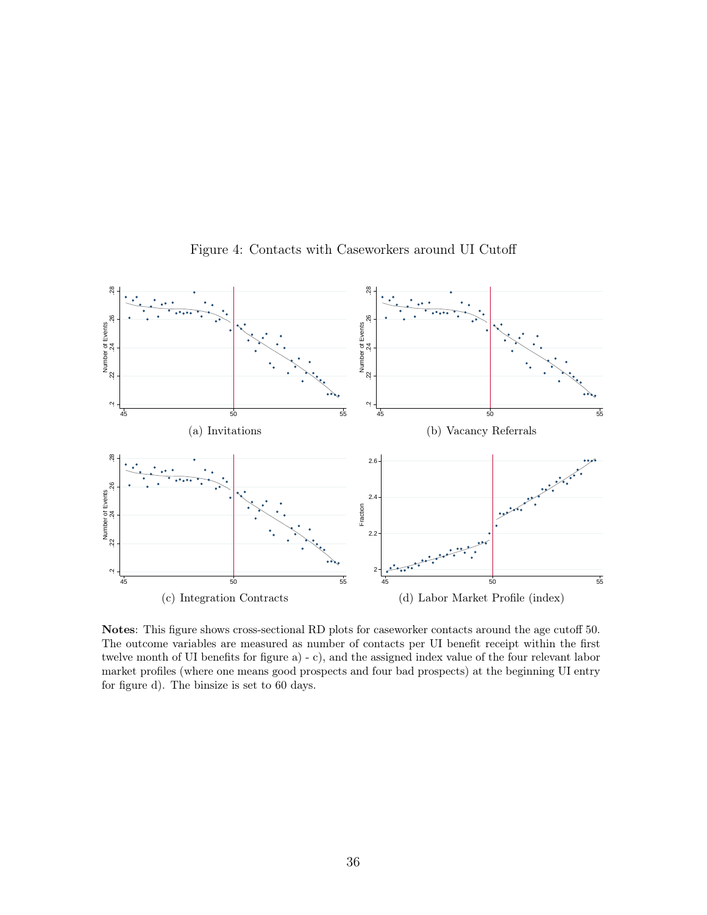Figure 4: Contacts with Caseworkers around UI Cutoff

(a) Invitations

(b) Vacancy Referrals

(c) Integration Contracts

(d) Labor Market Profile (index)

**Notes**: This figure shows cross-sectional RD plots for caseworker contacts around the age cutoff 50. The outcome variables are measured as number of contacts per UI benefit receipt within the first twelve month of UI benefits for figure a) - c), and the assigned index value of the four relevant labor market profiles (where one means good prospects and four bad prospects) at the beginning UI entry for figure d). The binsize is set to 60 days.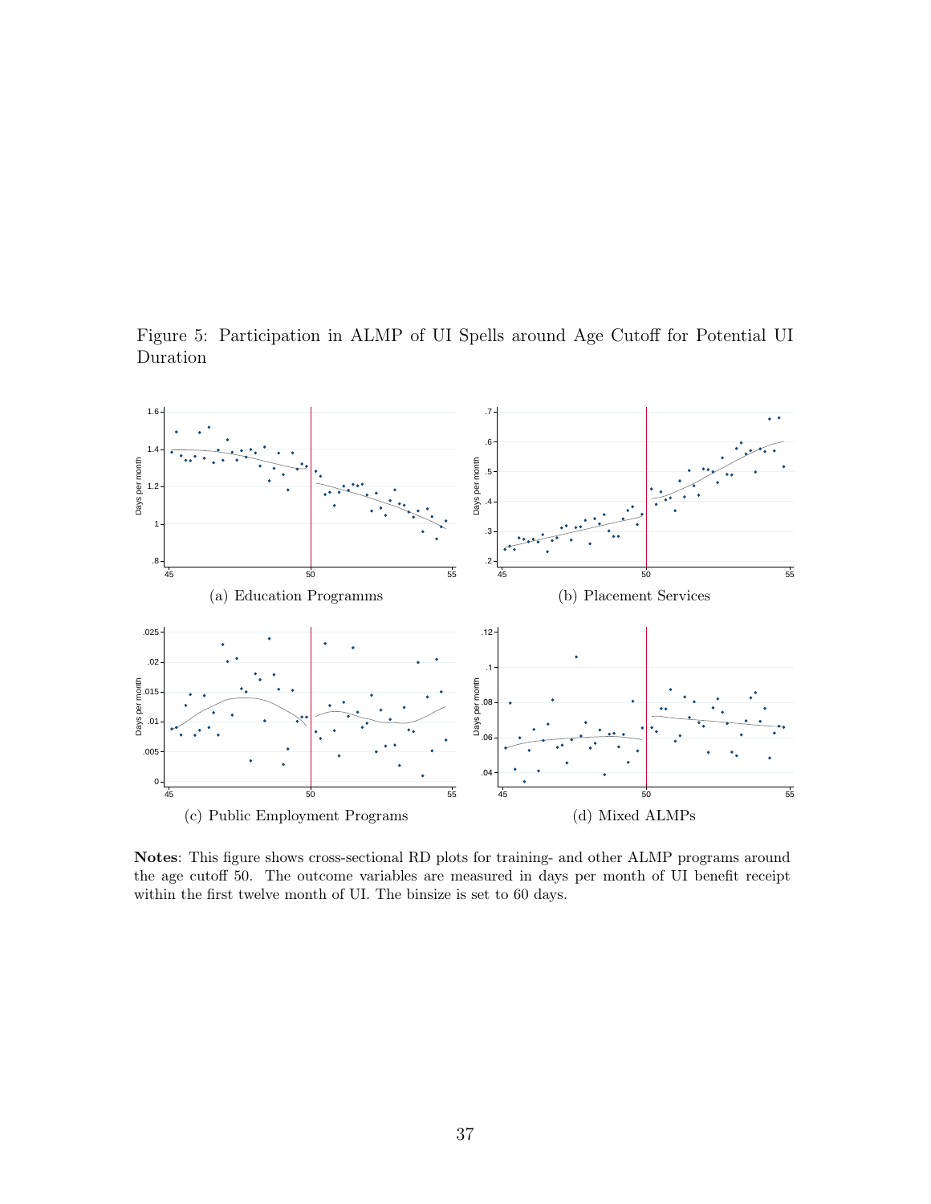Figure 5: Participation in ALMP of UI Spells around Age Cutoff for Potential UI Duration

(a) Education Programms

(b) Placement Services

(c) Public Employment Programs

(d) Mixed ALMPs

**Notes**: This figure shows cross-sectional RD plots for training- and other ALMP programs around the age cutoff 50. The outcome variables are measured in days per month of UI benefit receipt within the first twelve month of UI. The binsize is set to 60 days.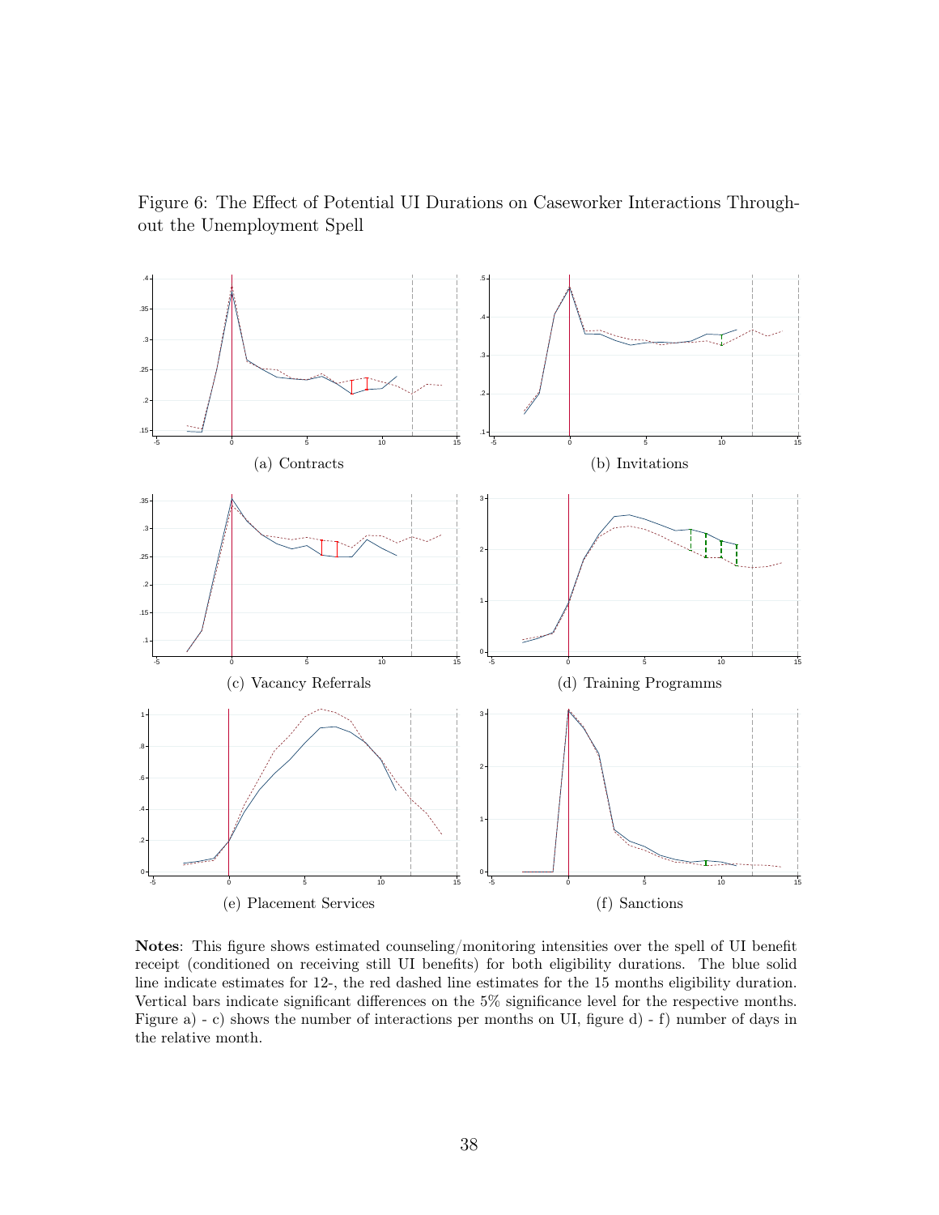Figure 6: The Effect of Potential UI Durations on Caseworker Interactions Throughout the Unemployment Spell

.4
.35
.3
.25
.2
.15
-5
0
5
10
15

(a) Contracts

.5
.4
.3
.2
.1
-5
0
5
10
15

(b) Invitations

.35
.3
.25
.2
.15
.1
-5
0
5
10
15

(c) Vacancy Referrals

3
2
1
0
-5
0
5
10
15

(d) Training Programms

1
.8
.6
.4
.2
0
-5
0
5
10
15

(e) Placement Services

3
2
1
0
-5
0
5
10
15

(f) Sanctions

**Notes**: This figure shows estimated counseling/monitoring intensities over the spell of UI benefit receipt (conditioned on receiving still UI benefits) for both eligibility durations. The blue solid line indicate estimates for 12-, the red dashed line estimates for the 15 months eligibility duration. Vertical bars indicate significant differences on the 5% significance level for the respective months. Figure a) - c) shows the number of interactions per months on UI, figure d) - f) number of days in the relative month.